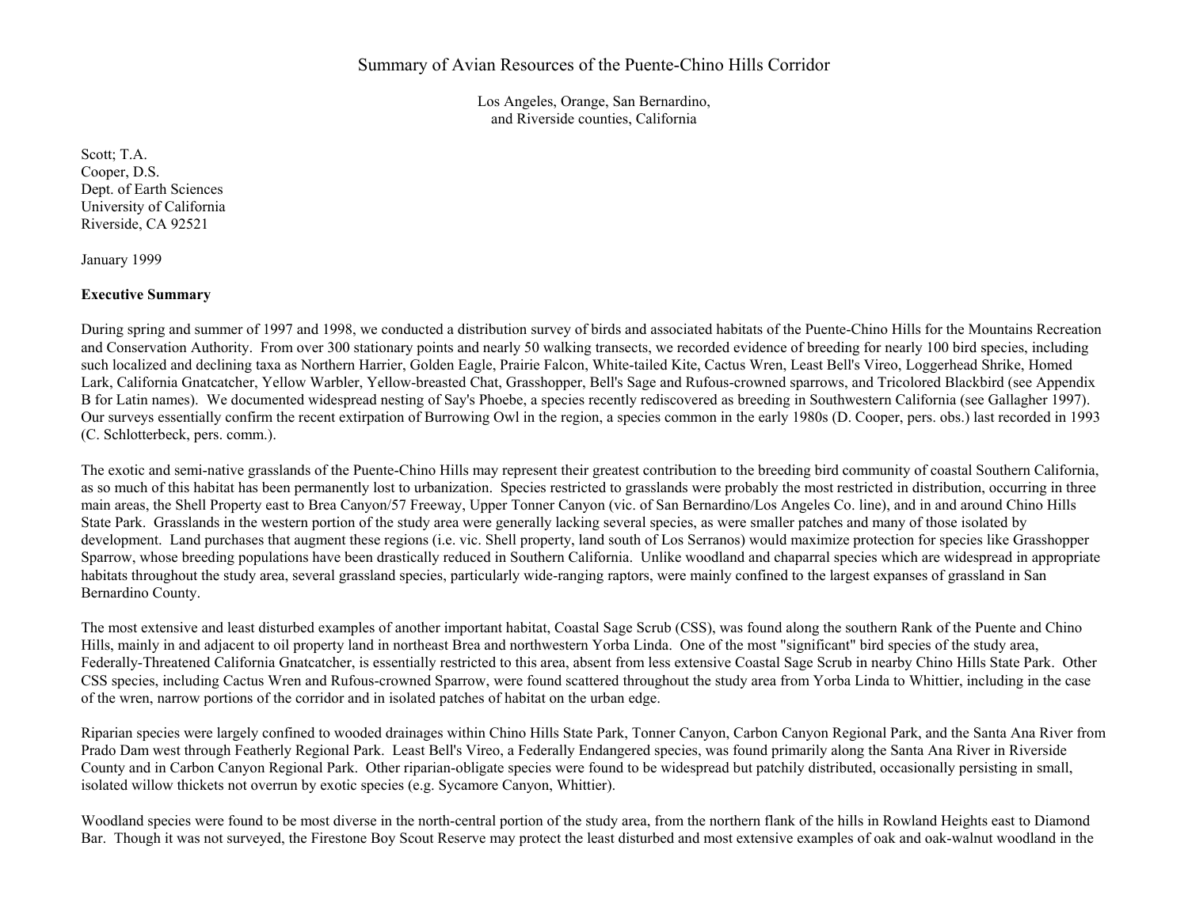# Summary of Avian Resources of the Puente-Chino Hills Corridor

Los Angeles, Orange, San Bernardino,
and Riverside counties, California

Scott; T.A.
Cooper, D.S.
Dept. of Earth Sciences
University of California
Riverside, CA 92521

January 1999

**Executive Summary**

During spring and summer of 1997 and 1998, we conducted a distribution survey of birds and associated habitats of the Puente-Chino Hills for the Mountains Recreation and Conservation Authority. From over 300 stationary points and nearly 50 walking transects, we recorded evidence of breeding for nearly 100 bird species, including such localized and declining taxa as Northern Harrier, Golden Eagle, Prairie Falcon, White-tailed Kite, Cactus Wren, Least Bell's Vireo, Loggerhead Shrike, Homed Lark, California Gnatcatcher, Yellow Warbler, Yellow-breasted Chat, Grasshopper, Bell's Sage and Rufous-crowned sparrows, and Tricolored Blackbird (see Appendix B for Latin names). We documented widespread nesting of Say's Phoebe, a species recently rediscovered as breeding in Southwestern California (see Gallagher 1997). Our surveys essentially confirm the recent extirpation of Burrowing Owl in the region, a species common in the early 1980s (D. Cooper, pers. obs.) last recorded in 1993 (C. Schlotterbeck, pers. comm.).

The exotic and semi-native grasslands of the Puente-Chino Hills may represent their greatest contribution to the breeding bird community of coastal Southern California, as so much of this habitat has been permanently lost to urbanization. Species restricted to grasslands were probably the most restricted in distribution, occurring in three main areas, the Shell Property east to Brea Canyon/57 Freeway, Upper Tonner Canyon (vic. of San Bernardino/Los Angeles Co. line), and in and around Chino Hills State Park. Grasslands in the western portion of the study area were generally lacking several species, as were smaller patches and many of those isolated by development. Land purchases that augment these regions (i.e. vic. Shell property, land south of Los Serranos) would maximize protection for species like Grasshopper Sparrow, whose breeding populations have been drastically reduced in Southern California. Unlike woodland and chaparral species which are widespread in appropriate habitats throughout the study area, several grassland species, particularly wide-ranging raptors, were mainly confined to the largest expanses of grassland in San Bernardino County.

The most extensive and least disturbed examples of another important habitat, Coastal Sage Scrub (CSS), was found along the southern Rank of the Puente and Chino Hills, mainly in and adjacent to oil property land in northeast Brea and northwestern Yorba Linda. One of the most "significant" bird species of the study area, Federally-Threatened California Gnatcatcher, is essentially restricted to this area, absent from less extensive Coastal Sage Scrub in nearby Chino Hills State Park. Other CSS species, including Cactus Wren and Rufous-crowned Sparrow, were found scattered throughout the study area from Yorba Linda to Whittier, including in the case of the wren, narrow portions of the corridor and in isolated patches of habitat on the urban edge.

Riparian species were largely confined to wooded drainages within Chino Hills State Park, Tonner Canyon, Carbon Canyon Regional Park, and the Santa Ana River from Prado Dam west through Featherly Regional Park. Least Bell's Vireo, a Federally Endangered species, was found primarily along the Santa Ana River in Riverside County and in Carbon Canyon Regional Park. Other riparian-obligate species were found to be widespread but patchily distributed, occasionally persisting in small, isolated willow thickets not overrun by exotic species (e.g. Sycamore Canyon, Whittier).

Woodland species were found to be most diverse in the north-central portion of the study area, from the northern flank of the hills in Rowland Heights east to Diamond Bar. Though it was not surveyed, the Firestone Boy Scout Reserve may protect the least disturbed and most extensive examples of oak and oak-walnut woodland in the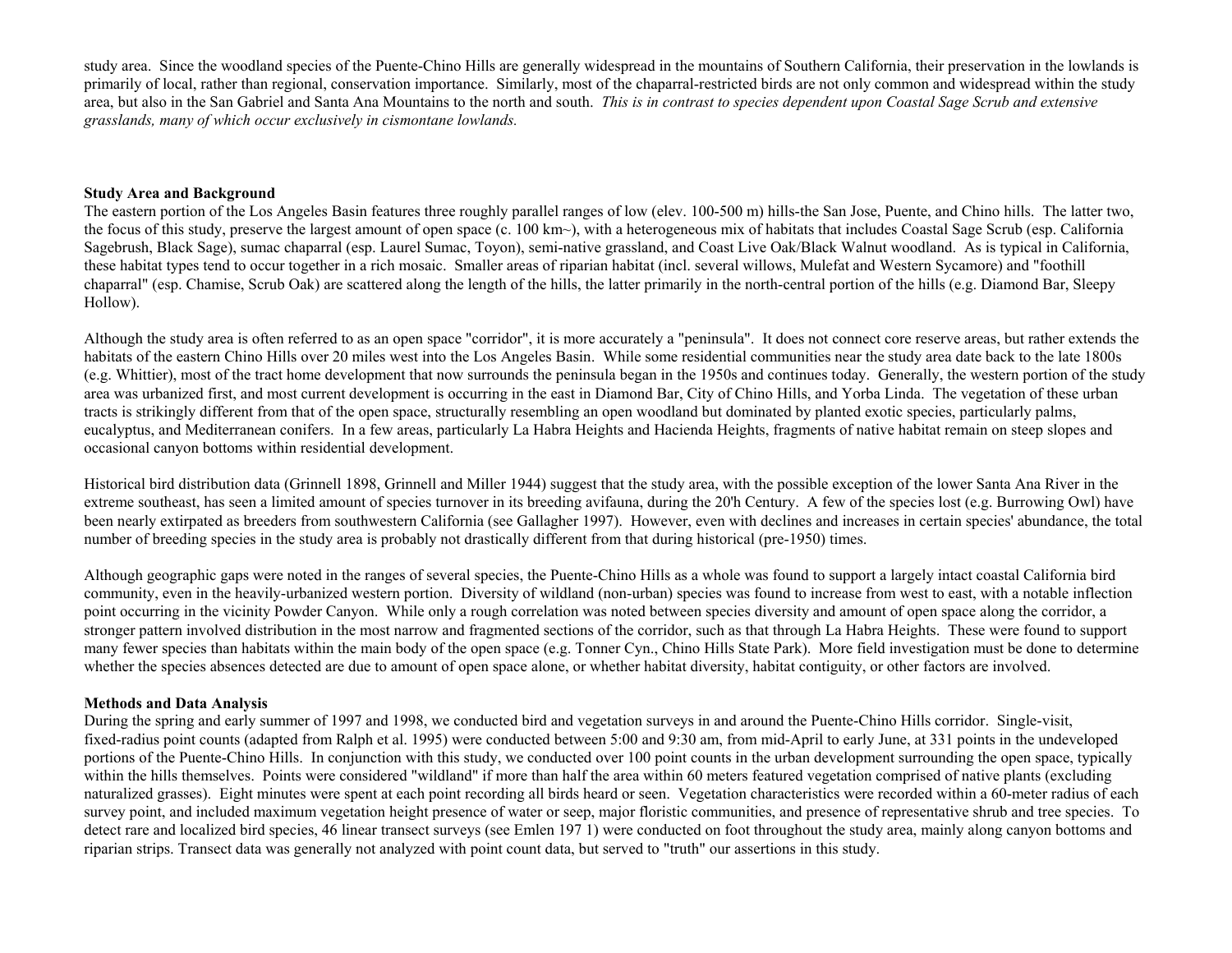study area. Since the woodland species of the Puente-Chino Hills are generally widespread in the mountains of Southern California, their preservation in the lowlands is primarily of local, rather than regional, conservation importance. Similarly, most of the chaparral-restricted birds are not only common and widespread within the study area, but also in the San Gabriel and Santa Ana Mountains to the north and south. *This is in contrast to species dependent upon Coastal Sage Scrub and extensive grasslands, many of which occur exclusively in cismontane lowlands.*

**Study Area and Background**

The eastern portion of the Los Angeles Basin features three roughly parallel ranges of low (elev. 100-500 m) hills-the San Jose, Puente, and Chino hills. The latter two, the focus of this study, preserve the largest amount of open space (c. 100 km~), with a heterogeneous mix of habitats that includes Coastal Sage Scrub (esp. California Sagebrush, Black Sage), sumac chaparral (esp. Laurel Sumac, Toyon), semi-native grassland, and Coast Live Oak/Black Walnut woodland. As is typical in California, these habitat types tend to occur together in a rich mosaic. Smaller areas of riparian habitat (incl. several willows, Mulefat and Western Sycamore) and "foothill chaparral" (esp. Chamise, Scrub Oak) are scattered along the length of the hills, the latter primarily in the north-central portion of the hills (e.g. Diamond Bar, Sleepy Hollow).

Although the study area is often referred to as an open space "corridor", it is more accurately a "peninsula". It does not connect core reserve areas, but rather extends the habitats of the eastern Chino Hills over 20 miles west into the Los Angeles Basin. While some residential communities near the study area date back to the late 1800s (e.g. Whittier), most of the tract home development that now surrounds the peninsula began in the 1950s and continues today. Generally, the western portion of the study area was urbanized first, and most current development is occurring in the east in Diamond Bar, City of Chino Hills, and Yorba Linda. The vegetation of these urban tracts is strikingly different from that of the open space, structurally resembling an open woodland but dominated by planted exotic species, particularly palms, eucalyptus, and Mediterranean conifers. In a few areas, particularly La Habra Heights and Hacienda Heights, fragments of native habitat remain on steep slopes and occasional canyon bottoms within residential development.

Historical bird distribution data (Grinnell 1898, Grinnell and Miller 1944) suggest that the study area, with the possible exception of the lower Santa Ana River in the extreme southeast, has seen a limited amount of species turnover in its breeding avifauna, during the 20'h Century. A few of the species lost (e.g. Burrowing Owl) have been nearly extirpated as breeders from southwestern California (see Gallagher 1997). However, even with declines and increases in certain species' abundance, the total number of breeding species in the study area is probably not drastically different from that during historical (pre-1950) times.

Although geographic gaps were noted in the ranges of several species, the Puente-Chino Hills as a whole was found to support a largely intact coastal California bird community, even in the heavily-urbanized western portion. Diversity of wildland (non-urban) species was found to increase from west to east, with a notable inflection point occurring in the vicinity Powder Canyon. While only a rough correlation was noted between species diversity and amount of open space along the corridor, a stronger pattern involved distribution in the most narrow and fragmented sections of the corridor, such as that through La Habra Heights. These were found to support many fewer species than habitats within the main body of the open space (e.g. Tonner Cyn., Chino Hills State Park). More field investigation must be done to determine whether the species absences detected are due to amount of open space alone, or whether habitat diversity, habitat contiguity, or other factors are involved.

**Methods and Data Analysis**

During the spring and early summer of 1997 and 1998, we conducted bird and vegetation surveys in and around the Puente-Chino Hills corridor. Single-visit, fixed-radius point counts (adapted from Ralph et al. 1995) were conducted between 5:00 and 9:30 am, from mid-April to early June, at 331 points in the undeveloped portions of the Puente-Chino Hills. In conjunction with this study, we conducted over 100 point counts in the urban development surrounding the open space, typically within the hills themselves. Points were considered "wildland" if more than half the area within 60 meters featured vegetation comprised of native plants (excluding naturalized grasses). Eight minutes were spent at each point recording all birds heard or seen. Vegetation characteristics were recorded within a 60-meter radius of each survey point, and included maximum vegetation height presence of water or seep, major floristic communities, and presence of representative shrub and tree species. To detect rare and localized bird species, 46 linear transect surveys (see Emlen 197 1) were conducted on foot throughout the study area, mainly along canyon bottoms and riparian strips. Transect data was generally not analyzed with point count data, but served to "truth" our assertions in this study.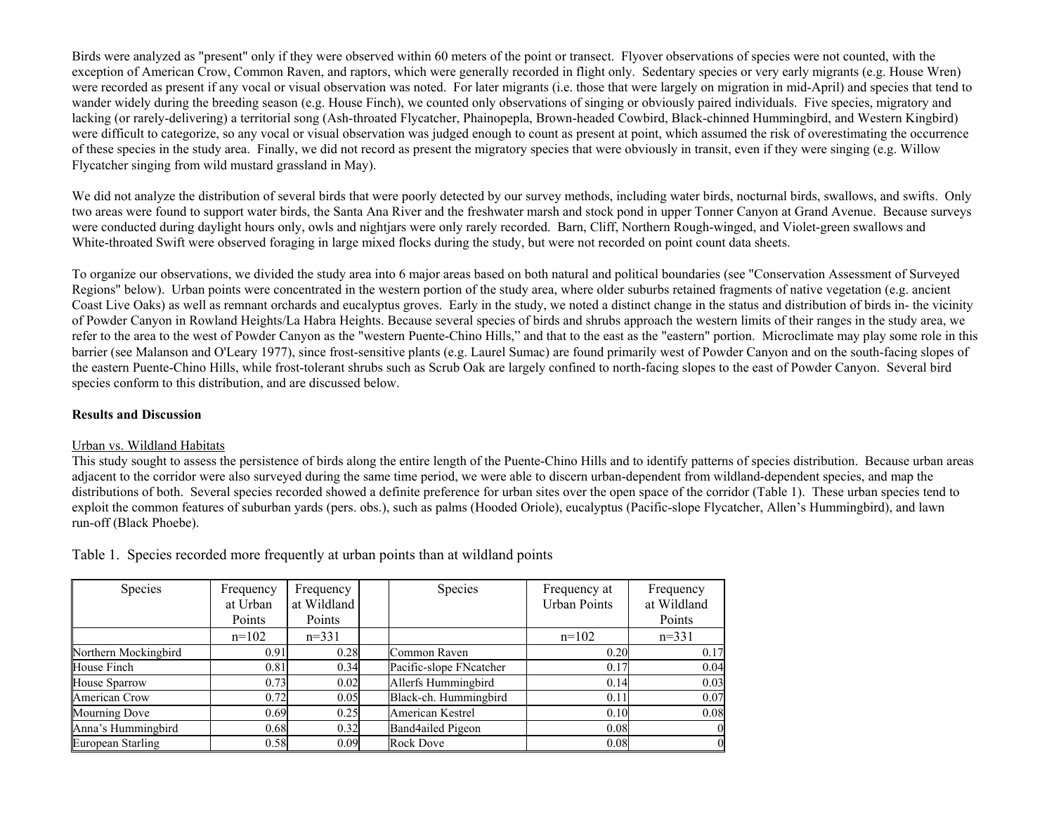Birds were analyzed as "present" only if they were observed within 60 meters of the point or transect. Flyover observations of species were not counted, with the exception of American Crow, Common Raven, and raptors, which were generally recorded in flight only. Sedentary species or very early migrants (e.g. House Wren) were recorded as present if any vocal or visual observation was noted. For later migrants (i.e. those that were largely on migration in mid-April) and species that tend to wander widely during the breeding season (e.g. House Finch), we counted only observations of singing or obviously paired individuals. Five species, migratory and lacking (or rarely-delivering) a territorial song (Ash-throated Flycatcher, Phainopepla, Brown-headed Cowbird, Black-chinned Hummingbird, and Western Kingbird) were difficult to categorize, so any vocal or visual observation was judged enough to count as present at point, which assumed the risk of overestimating the occurrence of these species in the study area. Finally, we did not record as present the migratory species that were obviously in transit, even if they were singing (e.g. Willow Flycatcher singing from wild mustard grassland in May).

We did not analyze the distribution of several birds that were poorly detected by our survey methods, including water birds, nocturnal birds, swallows, and swifts. Only two areas were found to support water birds, the Santa Ana River and the freshwater marsh and stock pond in upper Tonner Canyon at Grand Avenue. Because surveys were conducted during daylight hours only, owls and nightjars were only rarely recorded. Barn, Cliff, Northern Rough-winged, and Violet-green swallows and White-throated Swift were observed foraging in large mixed flocks during the study, but were not recorded on point count data sheets.

To organize our observations, we divided the study area into 6 major areas based on both natural and political boundaries (see "Conservation Assessment of Surveyed Regions" below). Urban points were concentrated in the western portion of the study area, where older suburbs retained fragments of native vegetation (e.g. ancient Coast Live Oaks) as well as remnant orchards and eucalyptus groves. Early in the study, we noted a distinct change in the status and distribution of birds in- the vicinity of Powder Canyon in Rowland Heights/La Habra Heights. Because several species of birds and shrubs approach the western limits of their ranges in the study area, we refer to the area to the west of Powder Canyon as the "western Puente-Chino Hills," and that to the east as the "eastern" portion. Microclimate may play some role in this barrier (see Malanson and O'Leary 1977), since frost-sensitive plants (e.g. Laurel Sumac) are found primarily west of Powder Canyon and on the south-facing slopes of the eastern Puente-Chino Hills, while frost-tolerant shrubs such as Scrub Oak are largely confined to north-facing slopes to the east of Powder Canyon. Several bird species conform to this distribution, and are discussed below.

## Results and Discussion

Urban vs. Wildland Habitats

This study sought to assess the persistence of birds along the entire length of the Puente-Chino Hills and to identify patterns of species distribution. Because urban areas adjacent to the corridor were also surveyed during the same time period, we were able to discern urban-dependent from wildland-dependent species, and map the distributions of both. Several species recorded showed a definite preference for urban sites over the open space of the corridor (Table 1). These urban species tend to exploit the common features of suburban yards (pers. obs.), such as palms (Hooded Oriole), eucalyptus (Pacific-slope Flycatcher, Allen's Hummingbird), and lawn run-off (Black Phoebe).

Table 1. Species recorded more frequently at urban points than at wildland points

| Species | Frequency at Urban Points | Frequency at Wildland Points | | Species | Frequency at Urban Points | Frequency at Wildland Points |
|---|---|---|---|---|---|---|
| | n=102 | n=331 | | | n=102 | n=331 |
| Northern Mockingbird | 0.91 | 0.28 | | Common Raven | 0.20 | 0.17 |
| House Finch | 0.81 | 0.34 | | Pacific-slope FNcatcher | 0.17 | 0.04 |
| House Sparrow | 0.73 | 0.02 | | Allerfs Hummingbird | 0.14 | 0.03 |
| American Crow | 0.72 | 0.05 | | Black-ch. Hummingbird | 0.11 | 0.07 |
| Mourning Dove | 0.69 | 0.25 | | American Kestrel | 0.10 | 0.08 |
| Anna's Hummingbird | 0.68 | 0.32 | | Band4ailed Pigeon | 0.08 | 0 |
| European Starling | 0.58 | 0.09 | | Rock Dove | 0.08 | 0 |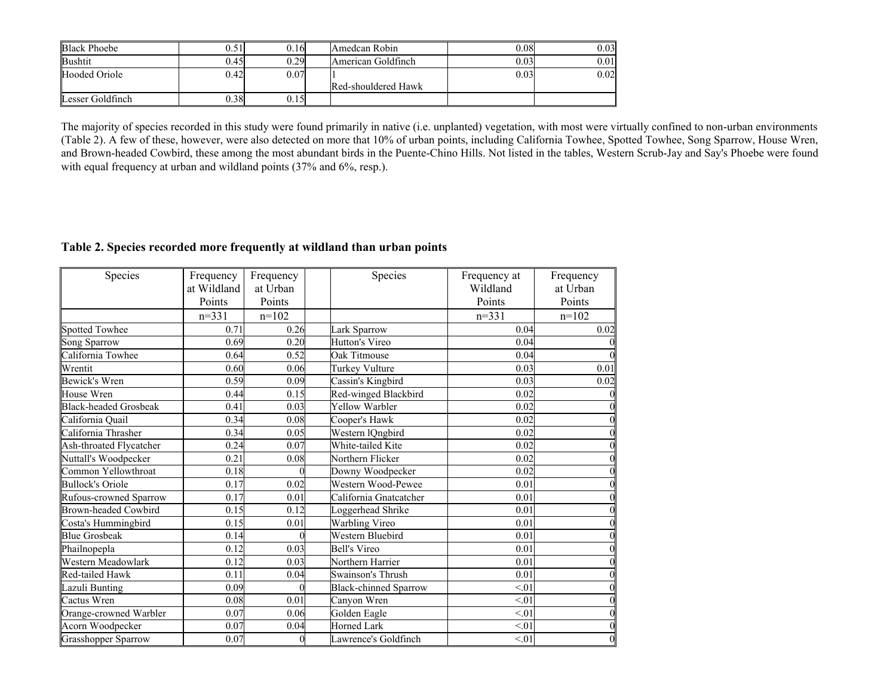| | | | | | |
|---|---|---|---|---|---|
| Black Phoebe | 0.51 | 0.16 | Amedcan Robin | 0.08 | 0.03 |
| Bushtit | 0.45 | 0.29 | American Goldfinch | 0.03 | 0.01 |
| Hooded Oriole | 0.42 | 0.07 | 1 Red-shouldered Hawk | 0.03 | 0.02 |
| Lesser Goldfinch | 0.38 | 0.15 | | | |

The majority of species recorded in this study were found primarily in native (i.e. unplanted) vegetation, with most were virtually confined to non-urban environments (Table 2). A few of these, however, were also detected on more that 10% of urban points, including California Towhee, Spotted Towhee, Song Sparrow, House Wren, and Brown-headed Cowbird, these among the most abundant birds in the Puente-Chino Hills. Not listed in the tables, Western Scrub-Jay and Say's Phoebe were found with equal frequency at urban and wildland points (37% and 6%, resp.).

**Table 2. Species recorded more frequently at wildland than urban points**

| Species | Frequency at Wildland Points | Frequency at Urban Points | Species | Frequency at Wildland Points | Frequency at Urban Points |
|---|---|---|---|---|---|
| | n=331 | n=102 | | n=331 | n=102 |
| Spotted Towhee | 0.71 | 0.26 | Lark Sparrow | 0.04 | 0.02 |
| Song Sparrow | 0.69 | 0.20 | Hutton's Vireo | 0.04 | 0 |
| California Towhee | 0.64 | 0.52 | Oak Titmouse | 0.04 | 0 |
| Wrentit | 0.60 | 0.06 | Turkey Vulture | 0.03 | 0.01 |
| Bewick's Wren | 0.59 | 0.09 | Cassin's Kingbird | 0.03 | 0.02 |
| House Wren | 0.44 | 0.15 | Red-winged Blackbird | 0.02 | 0 |
| Black-headed Grosbeak | 0.41 | 0.03 | Yellow Warbler | 0.02 | 0 |
| California Quail | 0.34 | 0.08 | Cooper's Hawk | 0.02 | 0 |
| California Thrasher | 0.34 | 0.05 | Western lQngbird | 0.02 | 0 |
| Ash-throated Flycatcher | 0.24 | 0.07 | White-tailed Kite | 0.02 | 0 |
| Nuttall's Woodpecker | 0.21 | 0.08 | Northern Flicker | 0.02 | 0 |
| Common Yellowthroat | 0.18 | 0 | Downy Woodpecker | 0.02 | 0 |
| Bullock's Oriole | 0.17 | 0.02 | Western Wood-Pewee | 0.01 | 0 |
| Rufous-crowned Sparrow | 0.17 | 0.01 | California Gnatcatcher | 0.01 | 0 |
| Brown-headed Cowbird | 0.15 | 0.12 | Loggerhead Shrike | 0.01 | 0 |
| Costa's Hummingbird | 0.15 | 0.01 | Warbling Vireo | 0.01 | 0 |
| Blue Grosbeak | 0.14 | 0 | Western Bluebird | 0.01 | 0 |
| Phailnopepla | 0.12 | 0.03 | Bell's Vireo | 0.01 | 0 |
| Western Meadowlark | 0.12 | 0.03 | Northern Harrier | 0.01 | 0 |
| Red-tailed Hawk | 0.11 | 0.04 | Swainson's Thrush | 0.01 | 0 |
| Lazuli Bunting | 0.09 | 0 | Black-chinned Sparrow | <.01 | 0 |
| Cactus Wren | 0.08 | 0.01 | Canyon Wren | <.01 | 0 |
| Orange-crowned Warbler | 0.07 | 0.06 | Golden Eagle | <.01 | 0 |
| Acorn Woodpecker | 0.07 | 0.04 | Horned Lark | <.01 | 0 |
| Grasshopper Sparrow | 0.07 | 0 | Lawrence's Goldfinch | <.01 | 0 |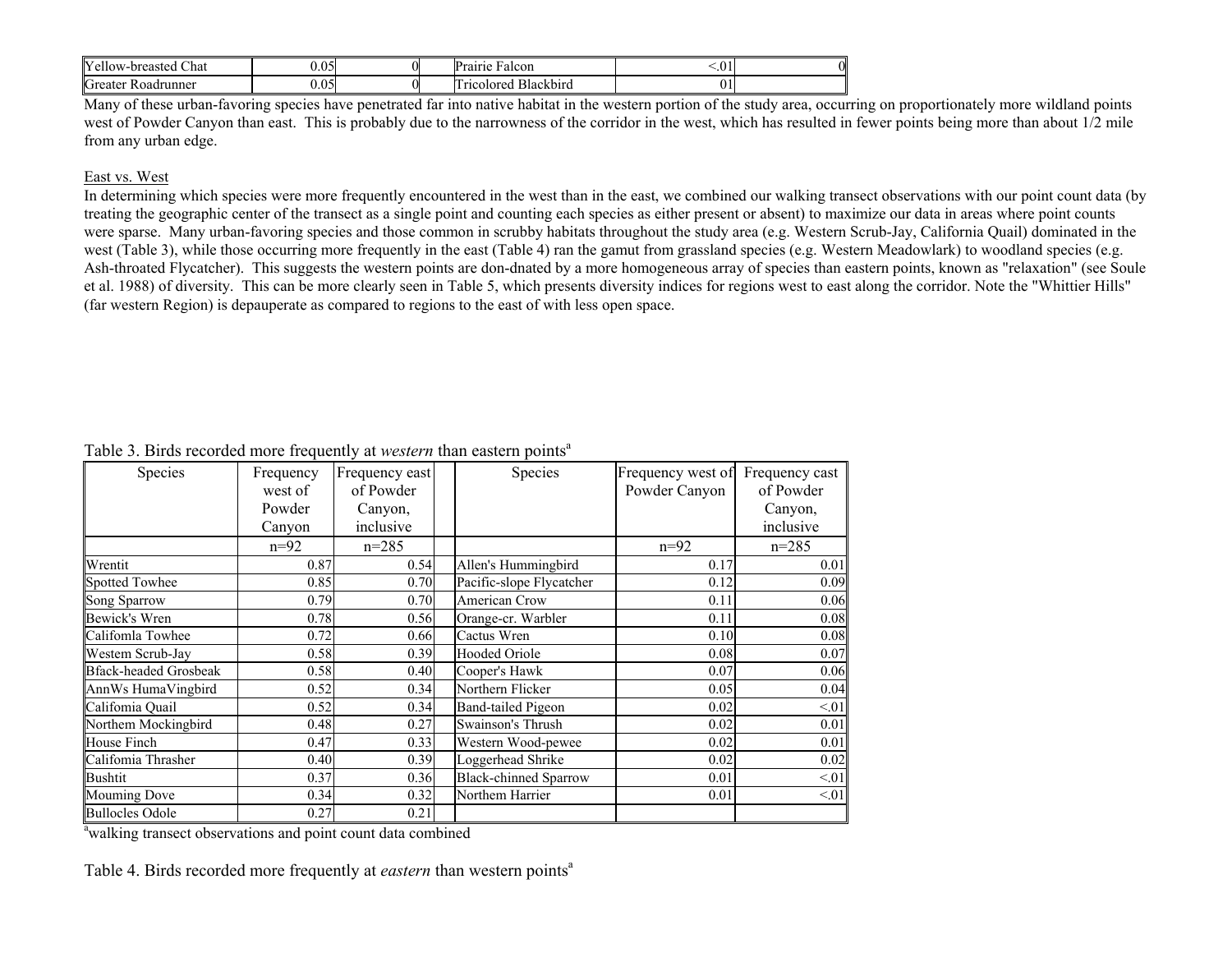| Yellow-breasted Chat | 0.05 | 0 | | Prairie Falcon | <.01 | 0 |
|---|---|---|---|---|---|---|
| Greater Roadrunner | 0.05 | 0 | | Tricolored Blackbird | 01 | |

Many of these urban-favoring species have penetrated far into native habitat in the western portion of the study area, occurring on proportionately more wildland points west of Powder Canyon than east. This is probably due to the narrowness of the corridor in the west, which has resulted in fewer points being more than about 1/2 mile from any urban edge.

East vs. West

In determining which species were more frequently encountered in the west than in the east, we combined our walking transect observations with our point count data (by treating the geographic center of the transect as a single point and counting each species as either present or absent) to maximize our data in areas where point counts were sparse. Many urban-favoring species and those common in scrubby habitats throughout the study area (e.g. Western Scrub-Jay, California Quail) dominated in the west (Table 3), while those occurring more frequently in the east (Table 4) ran the gamut from grassland species (e.g. Western Meadowlark) to woodland species (e.g. Ash-throated Flycatcher). This suggests the western points are don-dnated by a more homogeneous array of species than eastern points, known as "relaxation" (see Soule et al. 1988) of diversity. This can be more clearly seen in Table 5, which presents diversity indices for regions west to east along the corridor. Note the "Whittier Hills" (far western Region) is depauperate as compared to regions to the east of with less open space.

Table 3. Birds recorded more frequently at *western* than eastern points[a]

| Species | Frequency west of Powder Canyon | Frequency east of Powder Canyon, inclusive | | Species | Frequency west of Powder Canyon | Frequency cast of Powder Canyon, inclusive |
|---|---|---|---|---|---|---|
| | n=92 | n=285 | | | n=92 | n=285 |
| Wrentit | 0.87 | 0.54 | | Allen's Hummingbird | 0.17 | 0.01 |
| Spotted Towhee | 0.85 | 0.70 | | Pacific-slope Flycatcher | 0.12 | 0.09 |
| Song Sparrow | 0.79 | 0.70 | | American Crow | 0.11 | 0.06 |
| Bewick's Wren | 0.78 | 0.56 | | Orange-cr. Warbler | 0.11 | 0.08 |
| Califomla Towhee | 0.72 | 0.66 | | Cactus Wren | 0.10 | 0.08 |
| Westem Scrub-Jay | 0.58 | 0.39 | | Hooded Oriole | 0.08 | 0.07 |
| Bfack-headed Grosbeak | 0.58 | 0.40 | | Cooper's Hawk | 0.07 | 0.06 |
| AnnWs HumaVingbird | 0.52 | 0.34 | | Northern Flicker | 0.05 | 0.04 |
| Califomia Quail | 0.52 | 0.34 | | Band-tailed Pigeon | 0.02 | <.01 |
| Northem Mockingbird | 0.48 | 0.27 | | Swainson's Thrush | 0.02 | 0.01 |
| House Finch | 0.47 | 0.33 | | Western Wood-pewee | 0.02 | 0.01 |
| Califomia Thrasher | 0.40 | 0.39 | | Loggerhead Shrike | 0.02 | 0.02 |
| Bushtit | 0.37 | 0.36 | | Black-chinned Sparrow | 0.01 | <.01 |
| Mouming Dove | 0.34 | 0.32 | | Northem Harrier | 0.01 | <.01 |
| Bullocles Odole | 0.27 | 0.21 | | | | |

[a]walking transect observations and point count data combined

Table 4. Birds recorded more frequently at *eastern* than western points[a]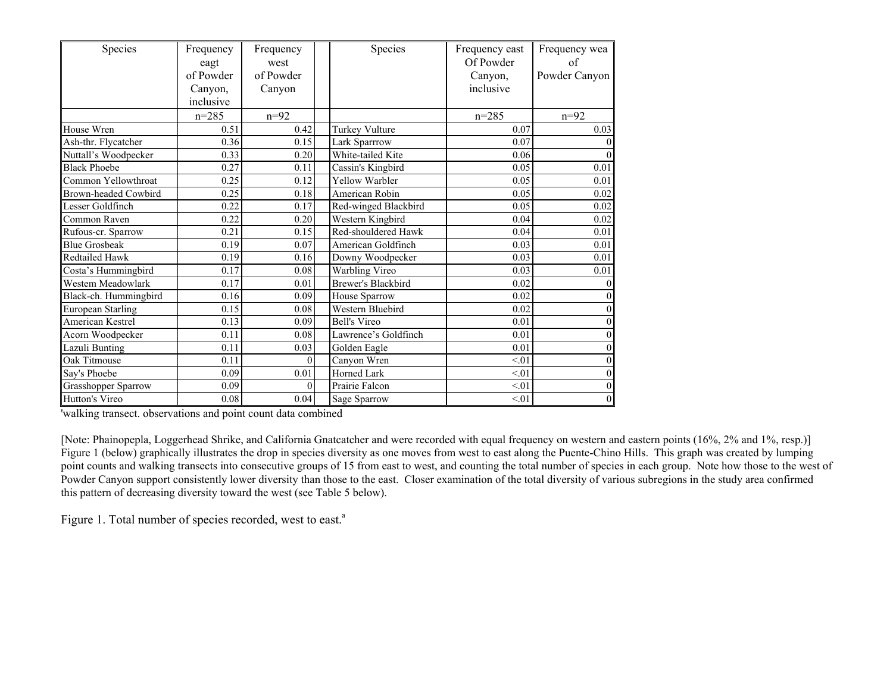| Species | Frequency eagt of Powder Canyon, inclusive | Frequency west of Powder Canyon | | Species | Frequency east Of Powder Canyon, inclusive | Frequency wea of Powder Canyon |
|---|---|---|---|---|---|---|
| | n=285 | n=92 | | | n=285 | n=92 |
| House Wren | 0.51 | 0.42 | | Turkey Vulture | 0.07 | 0.03 |
| Ash-thr. Flycatcher | 0.36 | 0.15 | | Lark Sparrrow | 0.07 | 0 |
| Nuttall's Woodpecker | 0.33 | 0.20 | | White-tailed Kite | 0.06 | 0 |
| Black Phoebe | 0.27 | 0.11 | | Cassin's Kingbird | 0.05 | 0.01 |
| Common Yellowthroat | 0.25 | 0.12 | | Yellow Warbler | 0.05 | 0.01 |
| Brown-headed Cowbird | 0.25 | 0.18 | | American Robin | 0.05 | 0.02 |
| Lesser Goldfinch | 0.22 | 0.17 | | Red-winged Blackbird | 0.05 | 0.02 |
| Common Raven | 0.22 | 0.20 | | Western Kingbird | 0.04 | 0.02 |
| Rufous-cr. Sparrow | 0.21 | 0.15 | | Red-shouldered Hawk | 0.04 | 0.01 |
| Blue Grosbeak | 0.19 | 0.07 | | American Goldfinch | 0.03 | 0.01 |
| Redtailed Hawk | 0.19 | 0.16 | | Downy Woodpecker | 0.03 | 0.01 |
| Costa's Hummingbird | 0.17 | 0.08 | | Warbling Vireo | 0.03 | 0.01 |
| Westem Meadowlark | 0.17 | 0.01 | | Brewer's Blackbird | 0.02 | 0 |
| Black-ch. Hummingbird | 0.16 | 0.09 | | House Sparrow | 0.02 | 0 |
| European Starling | 0.15 | 0.08 | | Western Bluebird | 0.02 | 0 |
| American Kestrel | 0.13 | 0.09 | | Bell's Vireo | 0.01 | 0 |
| Acorn Woodpecker | 0.11 | 0.08 | | Lawrence's Goldfinch | 0.01 | 0 |
| Lazuli Bunting | 0.11 | 0.03 | | Golden Eagle | 0.01 | 0 |
| Oak Titmouse | 0.11 | 0 | | Canyon Wren | <.01 | 0 |
| Say's Phoebe | 0.09 | 0.01 | | Horned Lark | <.01 | 0 |
| Grasshopper Sparrow | 0.09 | 0 | | Prairie Falcon | <.01 | 0 |
| Hutton's Vireo | 0.08 | 0.04 | | Sage Sparrow | <.01 | 0 |

'walking transect. observations and point count data combined

[Note: Phainopepla, Loggerhead Shrike, and California Gnatcatcher and were recorded with equal frequency on western and eastern points (16%, 2% and 1%, resp.)]
Figure 1 (below) graphically illustrates the drop in species diversity as one moves from west to east along the Puente-Chino Hills. This graph was created by lumping point counts and walking transects into consecutive groups of 15 from east to west, and counting the total number of species in each group. Note how those to the west of Powder Canyon support consistently lower diversity than those to the east. Closer examination of the total diversity of various subregions in the study area confirmed this pattern of decreasing diversity toward the west (see Table 5 below).

Figure 1. Total number of species recorded, west to east.[a]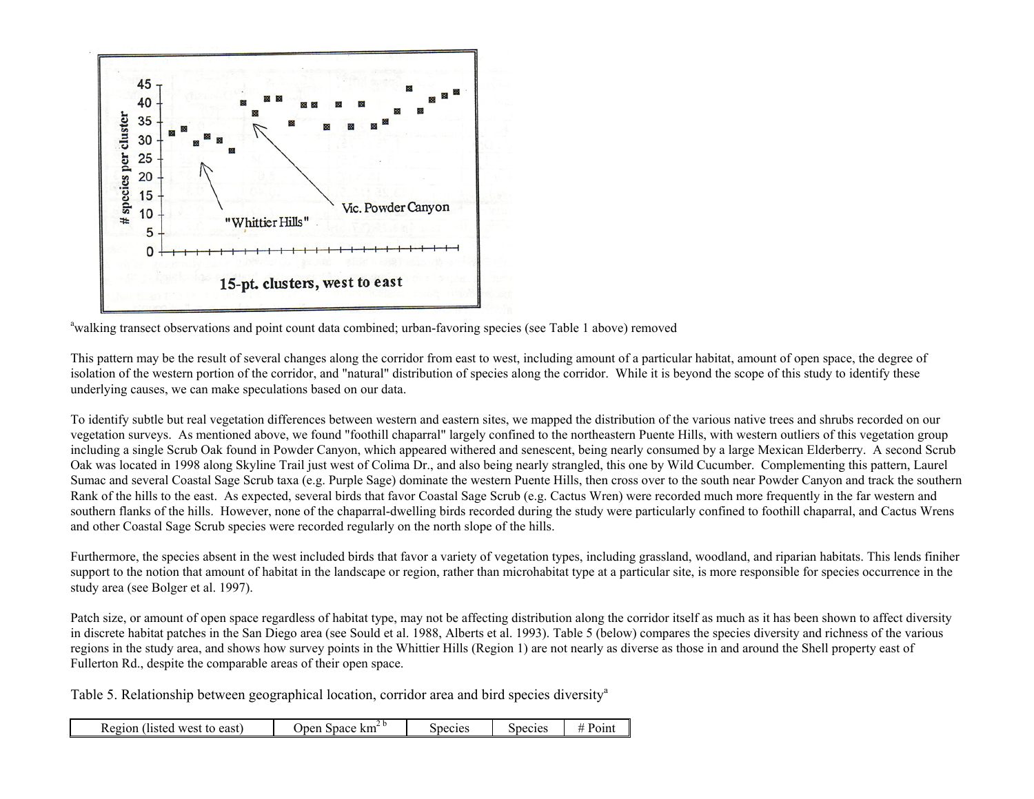[a]walking transect observations and point count data combined; urban-favoring species (see Table 1 above) removed

This pattern may be the result of several changes along the corridor from east to west, including amount of a particular habitat, amount of open space, the degree of isolation of the western portion of the corridor, and "natural" distribution of species along the corridor. While it is beyond the scope of this study to identify these underlying causes, we can make speculations based on our data.

To identify subtle but real vegetation differences between western and eastern sites, we mapped the distribution of the various native trees and shrubs recorded on our vegetation surveys. As mentioned above, we found "foothill chaparral" largely confined to the northeastern Puente Hills, with western outliers of this vegetation group including a single Scrub Oak found in Powder Canyon, which appeared withered and senescent, being nearly consumed by a large Mexican Elderberry. A second Scrub Oak was located in 1998 along Skyline Trail just west of Colima Dr., and also being nearly strangled, this one by Wild Cucumber. Complementing this pattern, Laurel Sumac and several Coastal Sage Scrub taxa (e.g. Purple Sage) dominate the western Puente Hills, then cross over to the south near Powder Canyon and track the southern Rank of the hills to the east. As expected, several birds that favor Coastal Sage Scrub (e.g. Cactus Wren) were recorded much more frequently in the far western and southern flanks of the hills. However, none of the chaparral-dwelling birds recorded during the study were particularly confined to foothill chaparral, and Cactus Wrens and other Coastal Sage Scrub species were recorded regularly on the north slope of the hills.

Furthermore, the species absent in the west included birds that favor a variety of vegetation types, including grassland, woodland, and riparian habitats. This lends finiher support to the notion that amount of habitat in the landscape or region, rather than microhabitat type at a particular site, is more responsible for species occurrence in the study area (see Bolger et al. 1997).

Patch size, or amount of open space regardless of habitat type, may not be affecting distribution along the corridor itself as much as it has been shown to affect diversity in discrete habitat patches in the San Diego area (see Sould et al. 1988, Alberts et al. 1993). Table 5 (below) compares the species diversity and richness of the various regions in the study area, and shows how survey points in the Whittier Hills (Region 1) are not nearly as diverse as those in and around the Shell property east of Fullerton Rd., despite the comparable areas of their open space.

Table 5. Relationship between geographical location, corridor area and bird species diversity[a]

| Region (listed west to east) | Open Space km[2 b] | Species | Species | # Point |
|---|---|---|---|---|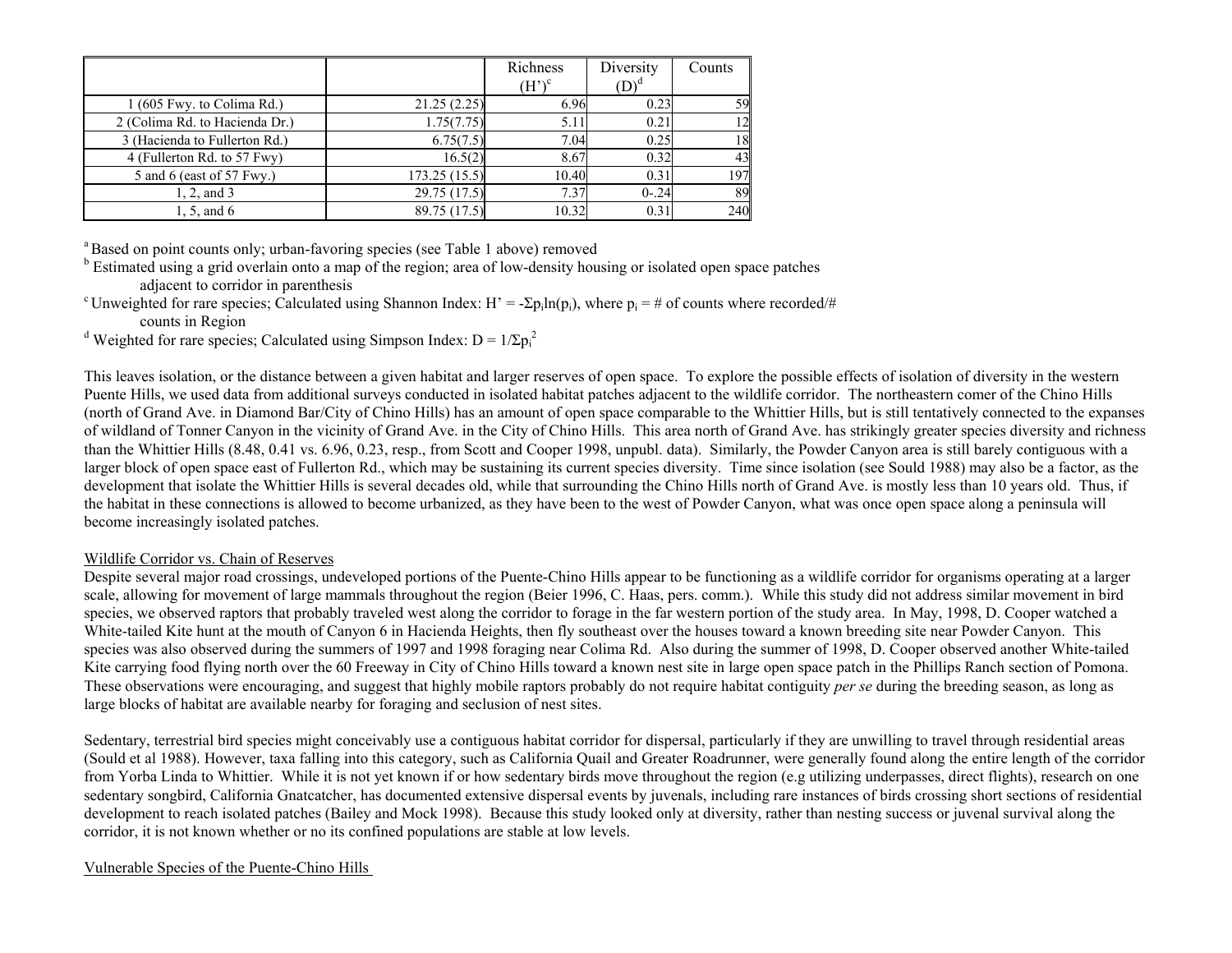| | | Richness (H')[c] | Diversity (D)[d] | Counts |
|---|---|---|---|---|
| 1 (605 Fwy. to Colima Rd.) | 21.25 (2.25) | 6.96 | 0.23 | 59 |
| 2 (Colima Rd. to Hacienda Dr.) | 1.75(7.75) | 5.11 | 0.21 | 12 |
| 3 (Hacienda to Fullerton Rd.) | 6.75(7.5) | 7.04 | 0.25 | 18 |
| 4 (Fullerton Rd. to 57 Fwy) | 16.5(2) | 8.67 | 0.32 | 43 |
| 5 and 6 (east of 57 Fwy.) | 173.25 (15.5) | 10.40 | 0.31 | 197 |
| 1, 2, and 3 | 29.75 (17.5) | 7.37 | 0-.24 | 89 |
| 1, 5, and 6 | 89.75 (17.5) | 10.32 | 0.31 | 240 |

[a] Based on point counts only; urban-favoring species (see Table 1 above) removed

[b] Estimated using a grid overlain onto a map of the region; area of low-density housing or isolated open space patches adjacent to corridor in parenthesis

[c] Unweighted for rare species; Calculated using Shannon Index: $H' = -\Sigma p_i \ln(p_i)$, where $p_i$ = # of counts where recorded/# counts in Region

[d] Weighted for rare species; Calculated using Simpson Index: $D = 1/\Sigma p_i^2$

This leaves isolation, or the distance between a given habitat and larger reserves of open space. To explore the possible effects of isolation of diversity in the western Puente Hills, we used data from additional surveys conducted in isolated habitat patches adjacent to the wildlife corridor. The northeastern comer of the Chino Hills (north of Grand Ave. in Diamond Bar/City of Chino Hills) has an amount of open space comparable to the Whittier Hills, but is still tentatively connected to the expanses of wildland of Tonner Canyon in the vicinity of Grand Ave. in the City of Chino Hills. This area north of Grand Ave. has strikingly greater species diversity and richness than the Whittier Hills (8.48, 0.41 vs. 6.96, 0.23, resp., from Scott and Cooper 1998, unpubl. data). Similarly, the Powder Canyon area is still barely contiguous with a larger block of open space east of Fullerton Rd., which may be sustaining its current species diversity. Time since isolation (see Sould 1988) may also be a factor, as the development that isolate the Whittier Hills is several decades old, while that surrounding the Chino Hills north of Grand Ave. is mostly less than 10 years old. Thus, if the habitat in these connections is allowed to become urbanized, as they have been to the west of Powder Canyon, what was once open space along a peninsula will become increasingly isolated patches.

Wildlife Corridor vs. Chain of Reserves

Despite several major road crossings, undeveloped portions of the Puente-Chino Hills appear to be functioning as a wildlife corridor for organisms operating at a larger scale, allowing for movement of large mammals throughout the region (Beier 1996, C. Haas, pers. comm.). While this study did not address similar movement in bird species, we observed raptors that probably traveled west along the corridor to forage in the far western portion of the study area. In May, 1998, D. Cooper watched a White-tailed Kite hunt at the mouth of Canyon 6 in Hacienda Heights, then fly southeast over the houses toward a known breeding site near Powder Canyon. This species was also observed during the summers of 1997 and 1998 foraging near Colima Rd. Also during the summer of 1998, D. Cooper observed another White-tailed Kite carrying food flying north over the 60 Freeway in City of Chino Hills toward a known nest site in large open space patch in the Phillips Ranch section of Pomona. These observations were encouraging, and suggest that highly mobile raptors probably do not require habitat contiguity *per se* during the breeding season, as long as large blocks of habitat are available nearby for foraging and seclusion of nest sites.

Sedentary, terrestrial bird species might conceivably use a contiguous habitat corridor for dispersal, particularly if they are unwilling to travel through residential areas (Sould et al 1988). However, taxa falling into this category, such as California Quail and Greater Roadrunner, were generally found along the entire length of the corridor from Yorba Linda to Whittier. While it is not yet known if or how sedentary birds move throughout the region (e.g utilizing underpasses, direct flights), research on one sedentary songbird, California Gnatcatcher, has documented extensive dispersal events by juvenals, including rare instances of birds crossing short sections of residential development to reach isolated patches (Bailey and Mock 1998). Because this study looked only at diversity, rather than nesting success or juvenal survival along the corridor, it is not known whether or no its confined populations are stable at low levels.

Vulnerable Species of the Puente-Chino Hills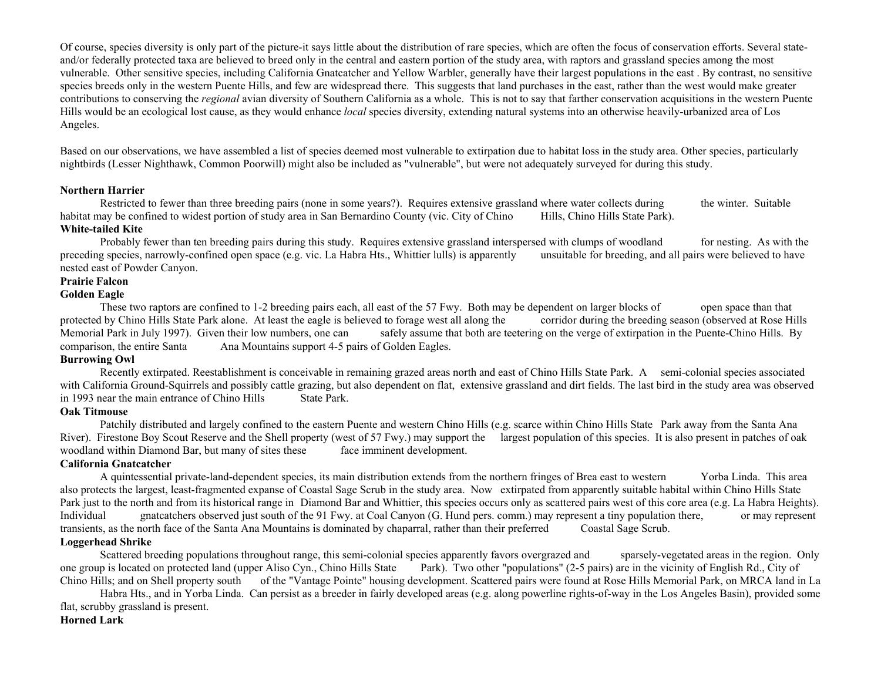Of course, species diversity is only part of the picture-it says little about the distribution of rare species, which are often the focus of conservation efforts. Several state- and/or federally protected taxa are believed to breed only in the central and eastern portion of the study area, with raptors and grassland species among the most vulnerable. Other sensitive species, including California Gnatcatcher and Yellow Warbler, generally have their largest populations in the east . By contrast, no sensitive species breeds only in the western Puente Hills, and few are widespread there. This suggests that land purchases in the east, rather than the west would make greater contributions to conserving the *regional* avian diversity of Southern California as a whole. This is not to say that farther conservation acquisitions in the western Puente Hills would be an ecological lost cause, as they would enhance *local* species diversity, extending natural systems into an otherwise heavily-urbanized area of Los Angeles.

Based on our observations, we have assembled a list of species deemed most vulnerable to extirpation due to habitat loss in the study area. Other species, particularly nightbirds (Lesser Nighthawk, Common Poorwill) might also be included as "vulnerable", but were not adequately surveyed for during this study.

**Northern Harrier**

Restricted to fewer than three breeding pairs (none in some years?). Requires extensive grassland where water collects during the winter. Suitable habitat may be confined to widest portion of study area in San Bernardino County (vic. City of Chino Hills, Chino Hills State Park).

**White-tailed Kite**

Probably fewer than ten breeding pairs during this study. Requires extensive grassland interspersed with clumps of woodland for nesting. As with the preceding species, narrowly-confined open space (e.g. vic. La Habra Hts., Whittier lulls) is apparently unsuitable for breeding, and all pairs were believed to have nested east of Powder Canyon.

**Prairie Falcon**

**Golden Eagle**

These two raptors are confined to 1-2 breeding pairs each, all east of the 57 Fwy. Both may be dependent on larger blocks of open space than that protected by Chino Hills State Park alone. At least the eagle is believed to forage west all along the corridor during the breeding season (observed at Rose Hills Memorial Park in July 1997). Given their low numbers, one can safely assume that both are teetering on the verge of extirpation in the Puente-Chino Hills. By comparison, the entire Santa Ana Mountains support 4-5 pairs of Golden Eagles.

**Burrowing Owl**

Recently extirpated. Reestablishment is conceivable in remaining grazed areas north and east of Chino Hills State Park. A semi-colonial species associated with California Ground-Squirrels and possibly cattle grazing, but also dependent on flat, extensive grassland and dirt fields. The last bird in the study area was observed in 1993 near the main entrance of Chino Hills State Park.

**Oak Titmouse**

Patchily distributed and largely confined to the eastern Puente and western Chino Hills (e.g. scarce within Chino Hills State Park away from the Santa Ana River). Firestone Boy Scout Reserve and the Shell property (west of 57 Fwy.) may support the largest population of this species. It is also present in patches of oak woodland within Diamond Bar, but many of sites these face imminent development.

**California Gnatcatcher**

A quintessential private-land-dependent species, its main distribution extends from the northern fringes of Brea east to western Yorba Linda. This area also protects the largest, least-fragmented expanse of Coastal Sage Scrub in the study area. Now extirpated from apparently suitable habital within Chino Hills State Park just to the north and from its historical range in Diamond Bar and Whittier, this species occurs only as scattered pairs west of this core area (e.g. La Habra Heights). Individual gnatcatchers observed just south of the 91 Fwy. at Coal Canyon (G. Hund pers. comm.) may represent a tiny population there, or may represent transients, as the north face of the Santa Ana Mountains is dominated by chaparral, rather than their preferred Coastal Sage Scrub.

**Loggerhead Shrike**

Scattered breeding populations throughout range, this semi-colonial species apparently favors overgrazed and sparsely-vegetated areas in the region. Only one group is located on protected land (upper Aliso Cyn., Chino Hills State Park). Two other "populations" (2-5 pairs) are in the vicinity of English Rd., City of Chino Hills; and on Shell property south of the "Vantage Pointe" housing development. Scattered pairs were found at Rose Hills Memorial Park, on MRCA land in La Habra Hts., and in Yorba Linda. Can persist as a breeder in fairly developed areas (e.g. along powerline rights-of-way in the Los Angeles Basin), provided some flat, scrubby grassland is present.

**Horned Lark**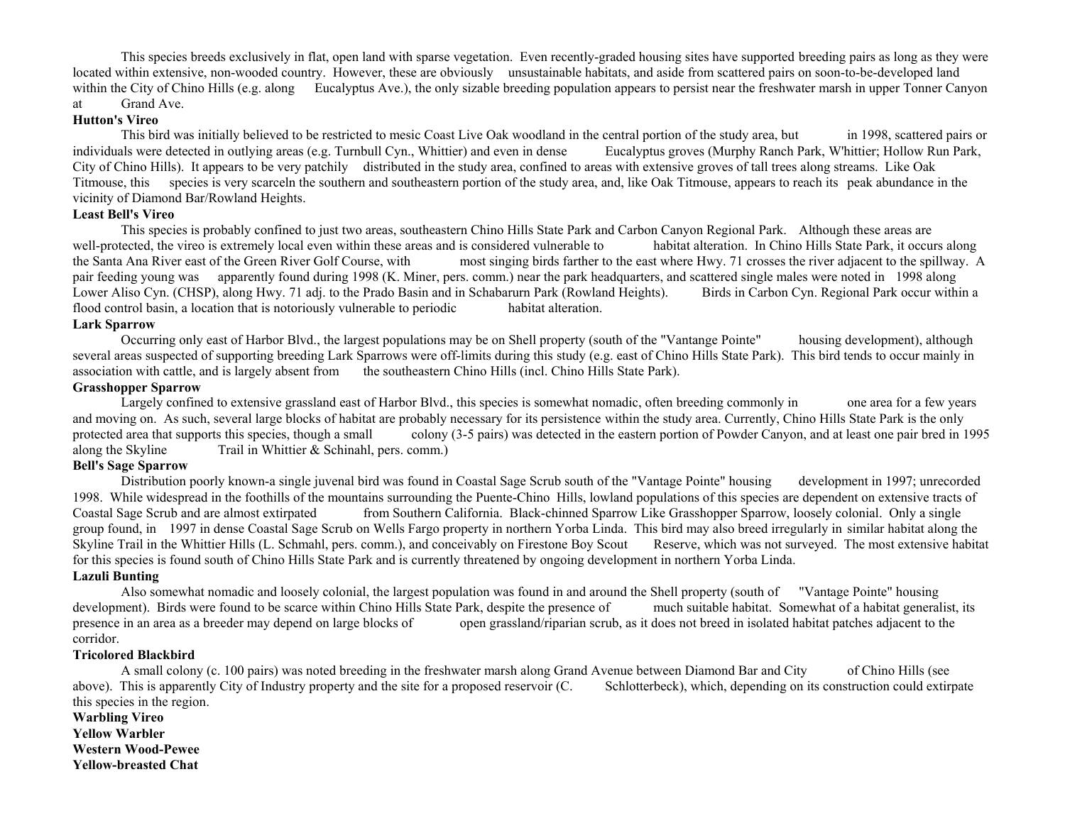This species breeds exclusively in flat, open land with sparse vegetation. Even recently-graded housing sites have supported breeding pairs as long as they were located within extensive, non-wooded country. However, these are obviously unsustainable habitats, and aside from scattered pairs on soon-to-be-developed land within the City of Chino Hills (e.g. along Eucalyptus Ave.), the only sizable breeding population appears to persist near the freshwater marsh in upper Tonner Canyon at Grand Ave.

**Hutton's Vireo**

This bird was initially believed to be restricted to mesic Coast Live Oak woodland in the central portion of the study area, but in 1998, scattered pairs or individuals were detected in outlying areas (e.g. Turnbull Cyn., Whittier) and even in dense Eucalyptus groves (Murphy Ranch Park, W'hittier; Hollow Run Park, City of Chino Hills). It appears to be very patchily distributed in the study area, confined to areas with extensive groves of tall trees along streams. Like Oak Titmouse, this species is very scarceln the southern and southeastern portion of the study area, and, like Oak Titmouse, appears to reach its peak abundance in the vicinity of Diamond Bar/Rowland Heights.

**Least Bell's Vireo**

This species is probably confined to just two areas, southeastern Chino Hills State Park and Carbon Canyon Regional Park. Although these areas are well-protected, the vireo is extremely local even within these areas and is considered vulnerable to habitat alteration. In Chino Hills State Park, it occurs along the Santa Ana River east of the Green River Golf Course, with most singing birds farther to the east where Hwy. 71 crosses the river adjacent to the spillway. A pair feeding young was apparently found during 1998 (K. Miner, pers. comm.) near the park headquarters, and scattered single males were noted in 1998 along Lower Aliso Cyn. (CHSP), along Hwy. 71 adj. to the Prado Basin and in Schabarurn Park (Rowland Heights). Birds in Carbon Cyn. Regional Park occur within a flood control basin, a location that is notoriously vulnerable to periodic habitat alteration.

**Lark Sparrow**

Occurring only east of Harbor Blvd., the largest populations may be on Shell property (south of the "Vantange Pointe" housing development), although several areas suspected of supporting breeding Lark Sparrows were off-limits during this study (e.g. east of Chino Hills State Park). This bird tends to occur mainly in association with cattle, and is largely absent from the southeastern Chino Hills (incl. Chino Hills State Park).

**Grasshopper Sparrow**

Largely confined to extensive grassland east of Harbor Blvd., this species is somewhat nomadic, often breeding commonly in one area for a few years and moving on. As such, several large blocks of habitat are probably necessary for its persistence within the study area. Currently, Chino Hills State Park is the only protected area that supports this species, though a small colony (3-5 pairs) was detected in the eastern portion of Powder Canyon, and at least one pair bred in 1995 along the Skyline Trail in Whittier & Schinahl, pers. comm.)

**Bell's Sage Sparrow**

Distribution poorly known-a single juvenal bird was found in Coastal Sage Scrub south of the "Vantage Pointe" housing development in 1997; unrecorded 1998. While widespread in the foothills of the mountains surrounding the Puente-Chino Hills, lowland populations of this species are dependent on extensive tracts of Coastal Sage Scrub and are almost extirpated from Southern California. Black-chinned Sparrow Like Grasshopper Sparrow, loosely colonial. Only a single group found, in 1997 in dense Coastal Sage Scrub on Wells Fargo property in northern Yorba Linda. This bird may also breed irregularly in similar habitat along the Skyline Trail in the Whittier Hills (L. Schmahl, pers. comm.), and conceivably on Firestone Boy Scout Reserve, which was not surveyed. The most extensive habitat for this species is found south of Chino Hills State Park and is currently threatened by ongoing development in northern Yorba Linda.

**Lazuli Bunting**

Also somewhat nomadic and loosely colonial, the largest population was found in and around the Shell property (south of "Vantage Pointe" housing development). Birds were found to be scarce within Chino Hills State Park, despite the presence of much suitable habitat. Somewhat of a habitat generalist, its presence in an area as a breeder may depend on large blocks of open grassland/riparian scrub, as it does not breed in isolated habitat patches adjacent to the corridor.

**Tricolored Blackbird**

A small colony (c. 100 pairs) was noted breeding in the freshwater marsh along Grand Avenue between Diamond Bar and City of Chino Hills (see above). This is apparently City of Industry property and the site for a proposed reservoir (C. Schlotterbeck), which, depending on its construction could extirpate this species in the region.

**Warbling Vireo**

**Yellow Warbler**

**Western Wood-Pewee**

**Yellow-breasted Chat**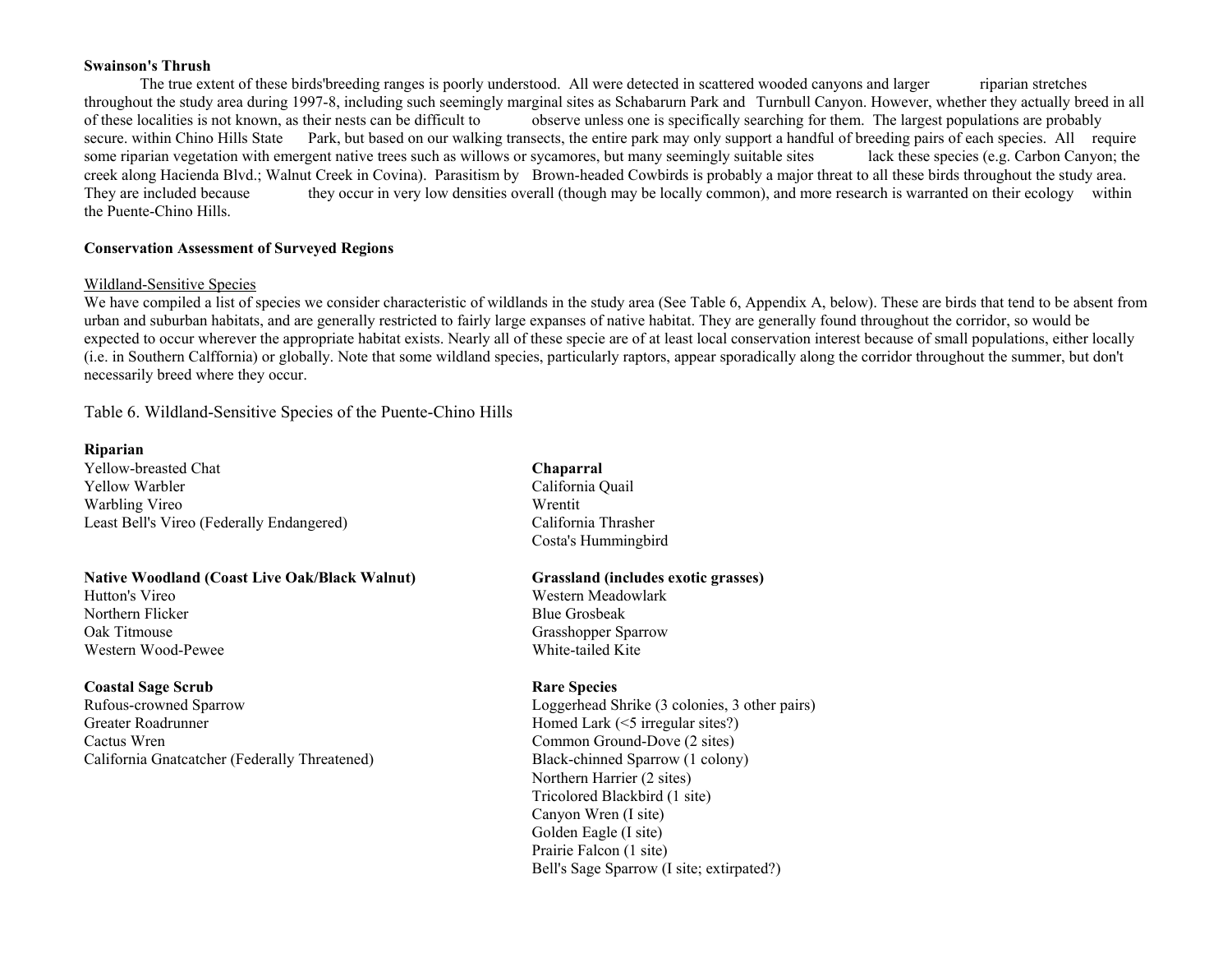**Swainson's Thrush**

The true extent of these birds'breeding ranges is poorly understood. All were detected in scattered wooded canyons and larger riparian stretches throughout the study area during 1997-8, including such seemingly marginal sites as Schabarurn Park and Turnbull Canyon. However, whether they actually breed in all of these localities is not known, as their nests can be difficult to observe unless one is specifically searching for them. The largest populations are probably secure. within Chino Hills State Park, but based on our walking transects, the entire park may only support a handful of breeding pairs of each species. All require some riparian vegetation with emergent native trees such as willows or sycamores, but many seemingly suitable sites lack these species (e.g. Carbon Canyon; the creek along Hacienda Blvd.; Walnut Creek in Covina). Parasitism by Brown-headed Cowbirds is probably a major threat to all these birds throughout the study area. They are included because they occur in very low densities overall (though may be locally common), and more research is warranted on their ecology within the Puente-Chino Hills.

**Conservation Assessment of Surveyed Regions**

Wildland-Sensitive Species

We have compiled a list of species we consider characteristic of wildlands in the study area (See Table 6, Appendix A, below). These are birds that tend to be absent from urban and suburban habitats, and are generally restricted to fairly large expanses of native habitat. They are generally found throughout the corridor, so would be expected to occur wherever the appropriate habitat exists. Nearly all of these specie are of at least local conservation interest because of small populations, either locally (i.e. in Southern Calffornia) or globally. Note that some wildland species, particularly raptors, appear sporadically along the corridor throughout the summer, but don't necessarily breed where they occur.

Table 6. Wildland-Sensitive Species of the Puente-Chino Hills

**Riparian**
Yellow-breasted Chat
Yellow Warbler
Warbling Vireo
Least Bell's Vireo (Federally Endangered)

**Native Woodland (Coast Live Oak/Black Walnut)**
Hutton's Vireo
Northern Flicker
Oak Titmouse
Western Wood-Pewee

**Coastal Sage Scrub**
Rufous-crowned Sparrow
Greater Roadrunner
Cactus Wren
California Gnatcatcher (Federally Threatened)

**Chaparral**
California Quail
Wrentit
California Thrasher
Costa's Hummingbird

**Grassland (includes exotic grasses)**
Western Meadowlark
Blue Grosbeak
Grasshopper Sparrow
White-tailed Kite

**Rare Species**
Loggerhead Shrike (3 colonies, 3 other pairs)
Homed Lark (<5 irregular sites?)
Common Ground-Dove (2 sites)
Black-chinned Sparrow (1 colony)
Northern Harrier (2 sites)
Tricolored Blackbird (1 site)
Canyon Wren (I site)
Golden Eagle (I site)
Prairie Falcon (1 site)
Bell's Sage Sparrow (I site; extirpated?)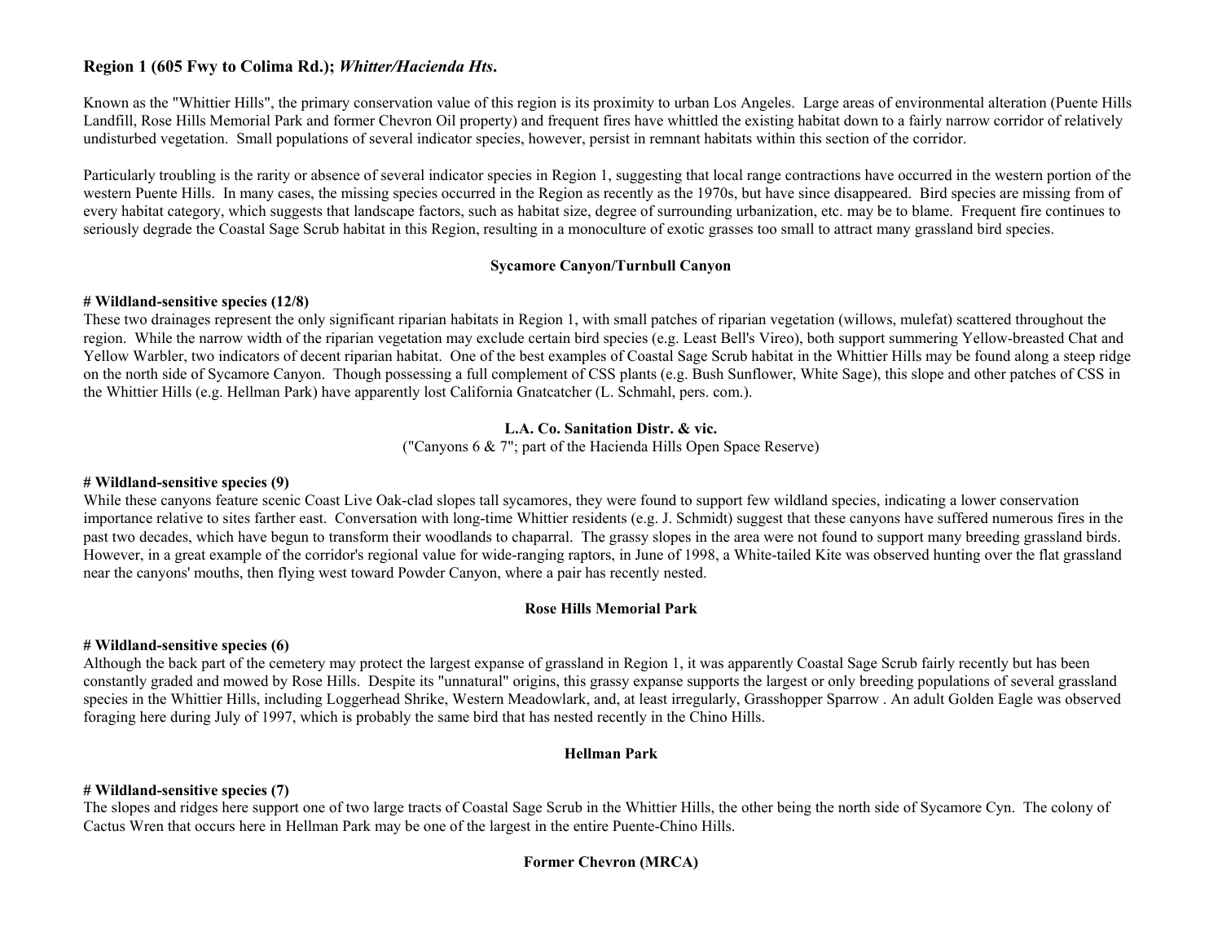**Region 1 (605 Fwy to Colima Rd.); *Whitter/Hacienda Hts*.**

Known as the "Whittier Hills", the primary conservation value of this region is its proximity to urban Los Angeles. Large areas of environmental alteration (Puente Hills Landfill, Rose Hills Memorial Park and former Chevron Oil property) and frequent fires have whittled the existing habitat down to a fairly narrow corridor of relatively undisturbed vegetation. Small populations of several indicator species, however, persist in remnant habitats within this section of the corridor.

Particularly troubling is the rarity or absence of several indicator species in Region 1, suggesting that local range contractions have occurred in the western portion of the western Puente Hills. In many cases, the missing species occurred in the Region as recently as the 1970s, but have since disappeared. Bird species are missing from of every habitat category, which suggests that landscape factors, such as habitat size, degree of surrounding urbanization, etc. may be to blame. Frequent fire continues to seriously degrade the Coastal Sage Scrub habitat in this Region, resulting in a monoculture of exotic grasses too small to attract many grassland bird species.

**Sycamore Canyon/Turnbull Canyon**

**# Wildland-sensitive species (12/8)**
These two drainages represent the only significant riparian habitats in Region 1, with small patches of riparian vegetation (willows, mulefat) scattered throughout the region. While the narrow width of the riparian vegetation may exclude certain bird species (e.g. Least Bell's Vireo), both support summering Yellow-breasted Chat and Yellow Warbler, two indicators of decent riparian habitat. One of the best examples of Coastal Sage Scrub habitat in the Whittier Hills may be found along a steep ridge on the north side of Sycamore Canyon. Though possessing a full complement of CSS plants (e.g. Bush Sunflower, White Sage), this slope and other patches of CSS in the Whittier Hills (e.g. Hellman Park) have apparently lost California Gnatcatcher (L. Schmahl, pers. com.).

**L.A. Co. Sanitation Distr. & vic.**
("Canyons 6 & 7"; part of the Hacienda Hills Open Space Reserve)

**# Wildland-sensitive species (9)**
While these canyons feature scenic Coast Live Oak-clad slopes tall sycamores, they were found to support few wildland species, indicating a lower conservation importance relative to sites farther east. Conversation with long-time Whittier residents (e.g. J. Schmidt) suggest that these canyons have suffered numerous fires in the past two decades, which have begun to transform their woodlands to chaparral. The grassy slopes in the area were not found to support many breeding grassland birds. However, in a great example of the corridor's regional value for wide-ranging raptors, in June of 1998, a White-tailed Kite was observed hunting over the flat grassland near the canyons' mouths, then flying west toward Powder Canyon, where a pair has recently nested.

**Rose Hills Memorial Park**

**# Wildland-sensitive species (6)**
Although the back part of the cemetery may protect the largest expanse of grassland in Region 1, it was apparently Coastal Sage Scrub fairly recently but has been constantly graded and mowed by Rose Hills. Despite its "unnatural" origins, this grassy expanse supports the largest or only breeding populations of several grassland species in the Whittier Hills, including Loggerhead Shrike, Western Meadowlark, and, at least irregularly, Grasshopper Sparrow . An adult Golden Eagle was observed foraging here during July of 1997, which is probably the same bird that has nested recently in the Chino Hills.

**Hellman Park**

**# Wildland-sensitive species (7)**
The slopes and ridges here support one of two large tracts of Coastal Sage Scrub in the Whittier Hills, the other being the north side of Sycamore Cyn. The colony of Cactus Wren that occurs here in Hellman Park may be one of the largest in the entire Puente-Chino Hills.

**Former Chevron (MRCA)**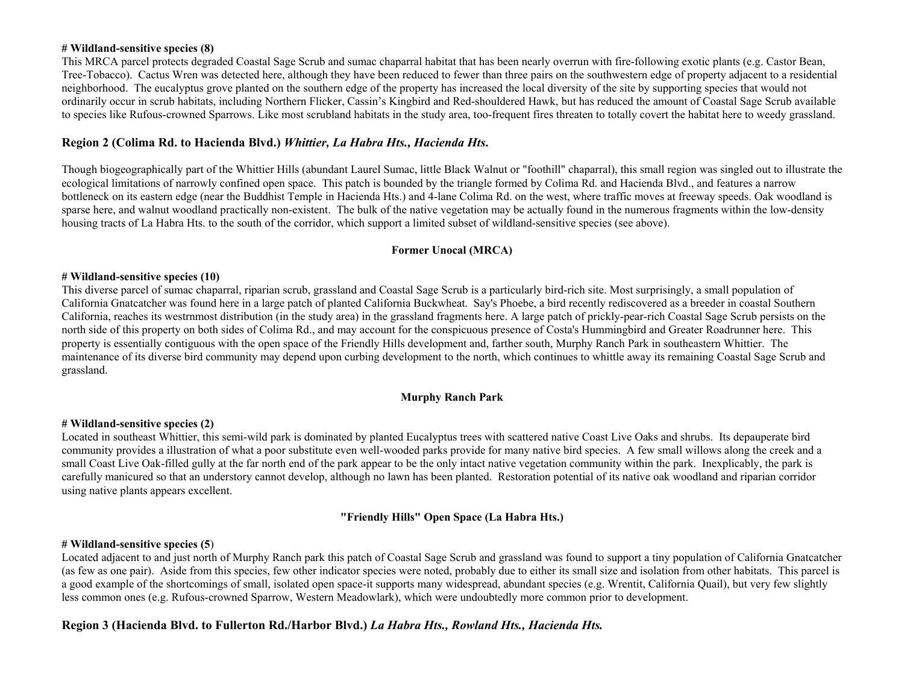**# Wildland-sensitive species (8)**

This MRCA parcel protects degraded Coastal Sage Scrub and sumac chaparral habitat that has been nearly overrun with fire-following exotic plants (e.g. Castor Bean, Tree-Tobacco). Cactus Wren was detected here, although they have been reduced to fewer than three pairs on the southwestern edge of property adjacent to a residential neighborhood. The eucalyptus grove planted on the southern edge of the property has increased the local diversity of the site by supporting species that would not ordinarily occur in scrub habitats, including Northern Flicker, Cassin's Kingbird and Red-shouldered Hawk, but has reduced the amount of Coastal Sage Scrub available to species like Rufous-crowned Sparrows. Like most scrubland habitats in the study area, too-frequent fires threaten to totally covert the habitat here to weedy grassland.

## Region 2 (Colima Rd. to Hacienda Blvd.) *Whittier, La Habra Hts., Hacienda Hts.*

Though biogeographically part of the Whittier Hills (abundant Laurel Sumac, little Black Walnut or "foothill" chaparral), this small region was singled out to illustrate the ecological limitations of narrowly confined open space. This patch is bounded by the triangle formed by Colima Rd. and Hacienda Blvd., and features a narrow bottleneck on its eastern edge (near the Buddhist Temple in Hacienda Hts.) and 4-lane Colima Rd. on the west, where traffic moves at freeway speeds. Oak woodland is sparse here, and walnut woodland practically non-existent. The bulk of the native vegetation may be actually found in the numerous fragments within the low-density housing tracts of La Habra Hts. to the south of the corridor, which support a limited subset of wildland-sensitive species (see above).

### Former Unocal (MRCA)

**# Wildland-sensitive species (10)**

This diverse parcel of sumac chaparral, riparian scrub, grassland and Coastal Sage Scrub is a particularly bird-rich site. Most surprisingly, a small population of California Gnatcatcher was found here in a large patch of planted California Buckwheat. Say's Phoebe, a bird recently rediscovered as a breeder in coastal Southern California, reaches its westrnmost distribution (in the study area) in the grassland fragments here. A large patch of prickly-pear-rich Coastal Sage Scrub persists on the north side of this property on both sides of Colima Rd., and may account for the conspicuous presence of Costa's Hummingbird and Greater Roadrunner here. This property is essentially contiguous with the open space of the Friendly Hills development and, farther south, Murphy Ranch Park in southeastern Whittier. The maintenance of its diverse bird community may depend upon curbing development to the north, which continues to whittle away its remaining Coastal Sage Scrub and grassland.

### Murphy Ranch Park

**# Wildland-sensitive species (2)**

Located in southeast Whittier, this semi-wild park is dominated by planted Eucalyptus trees with scattered native Coast Live Oaks and shrubs. Its depauperate bird community provides a illustration of what a poor substitute even well-wooded parks provide for many native bird species. A few small willows along the creek and a small Coast Live Oak-filled gully at the far north end of the park appear to be the only intact native vegetation community within the park. Inexplicably, the park is carefully manicured so that an understory cannot develop, although no lawn has been planted. Restoration potential of its native oak woodland and riparian corridor using native plants appears excellent.

### "Friendly Hills" Open Space (La Habra Hts.)

**# Wildland-sensitive species (5)**

Located adjacent to and just north of Murphy Ranch park this patch of Coastal Sage Scrub and grassland was found to support a tiny population of California Gnatcatcher (as few as one pair). Aside from this species, few other indicator species were noted, probably due to either its small size and isolation from other habitats. This parcel is a good example of the shortcomings of small, isolated open space-it supports many widespread, abundant species (e.g. Wrentit, California Quail), but very few slightly less common ones (e.g. Rufous-crowned Sparrow, Western Meadowlark), which were undoubtedly more common prior to development.

## Region 3 (Hacienda Blvd. to Fullerton Rd./Harbor Blvd.) *La Habra Hts., Rowland Hts., Hacienda Hts.*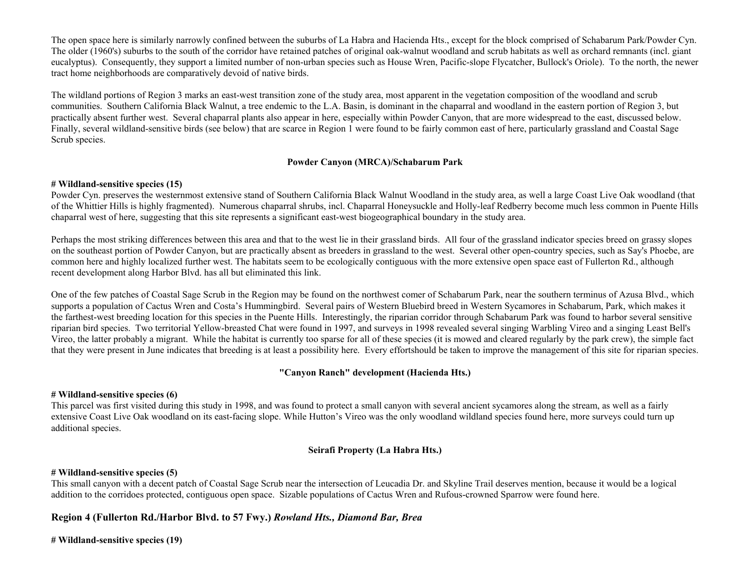The open space here is similarly narrowly confined between the suburbs of La Habra and Hacienda Hts., except for the block comprised of Schabarum Park/Powder Cyn. The older (1960's) suburbs to the south of the corridor have retained patches of original oak-walnut woodland and scrub habitats as well as orchard remnants (incl. giant eucalyptus). Consequently, they support a limited number of non-urban species such as House Wren, Pacific-slope Flycatcher, Bullock's Oriole). To the north, the newer tract home neighborhoods are comparatively devoid of native birds.

The wildland portions of Region 3 marks an east-west transition zone of the study area, most apparent in the vegetation composition of the woodland and scrub communities. Southern California Black Walnut, a tree endemic to the L.A. Basin, is dominant in the chaparral and woodland in the eastern portion of Region 3, but practically absent further west. Several chaparral plants also appear in here, especially within Powder Canyon, that are more widespread to the east, discussed below. Finally, several wildland-sensitive birds (see below) that are scarce in Region 1 were found to be fairly common east of here, particularly grassland and Coastal Sage Scrub species.

**Powder Canyon (MRCA)/Schabarum Park**

**# Wildland-sensitive species (15)**

Powder Cyn. preserves the westernmost extensive stand of Southern California Black Walnut Woodland in the study area, as well a large Coast Live Oak woodland (that of the Whittier Hills is highly fragmented). Numerous chaparral shrubs, incl. Chaparral Honeysuckle and Holly-leaf Redberry become much less common in Puente Hills chaparral west of here, suggesting that this site represents a significant east-west biogeographical boundary in the study area.

Perhaps the most striking differences between this area and that to the west lie in their grassland birds. All four of the grassland indicator species breed on grassy slopes on the southeast portion of Powder Canyon, but are practically absent as breeders in grassland to the west. Several other open-country species, such as Say's Phoebe, are common here and highly localized further west. The habitats seem to be ecologically contiguous with the more extensive open space east of Fullerton Rd., although recent development along Harbor Blvd. has all but eliminated this link.

One of the few patches of Coastal Sage Scrub in the Region may be found on the northwest comer of Schabarum Park, near the southern terminus of Azusa Blvd., which supports a population of Cactus Wren and Costa's Hummingbird. Several pairs of Western Bluebird breed in Western Sycamores in Schabarum, Park, which makes it the farthest-west breeding location for this species in the Puente Hills. Interestingly, the riparian corridor through Schabarum Park was found to harbor several sensitive riparian bird species. Two territorial Yellow-breasted Chat were found in 1997, and surveys in 1998 revealed several singing Warbling Vireo and a singing Least Bell's Vireo, the latter probably a migrant. While the habitat is currently too sparse for all of these species (it is mowed and cleared regularly by the park crew), the simple fact that they were present in June indicates that breeding is at least a possibility here. Every effortshould be taken to improve the management of this site for riparian species.

**"Canyon Ranch" development (Hacienda Hts.)**

**# Wildland-sensitive species (6)**

This parcel was first visited during this study in 1998, and was found to protect a small canyon with several ancient sycamores along the stream, as well as a fairly extensive Coast Live Oak woodland on its east-facing slope. While Hutton's Vireo was the only woodland wildland species found here, more surveys could turn up additional species.

**Seirafi Property (La Habra Hts.)**

**# Wildland-sensitive species (5)**

This small canyon with a decent patch of Coastal Sage Scrub near the intersection of Leucadia Dr. and Skyline Trail deserves mention, because it would be a logical addition to the corridoes protected, contiguous open space. Sizable populations of Cactus Wren and Rufous-crowned Sparrow were found here.

## Region 4 (Fullerton Rd./Harbor Blvd. to 57 Fwy.) *Rowland Hts., Diamond Bar, Brea*

**# Wildland-sensitive species (19)**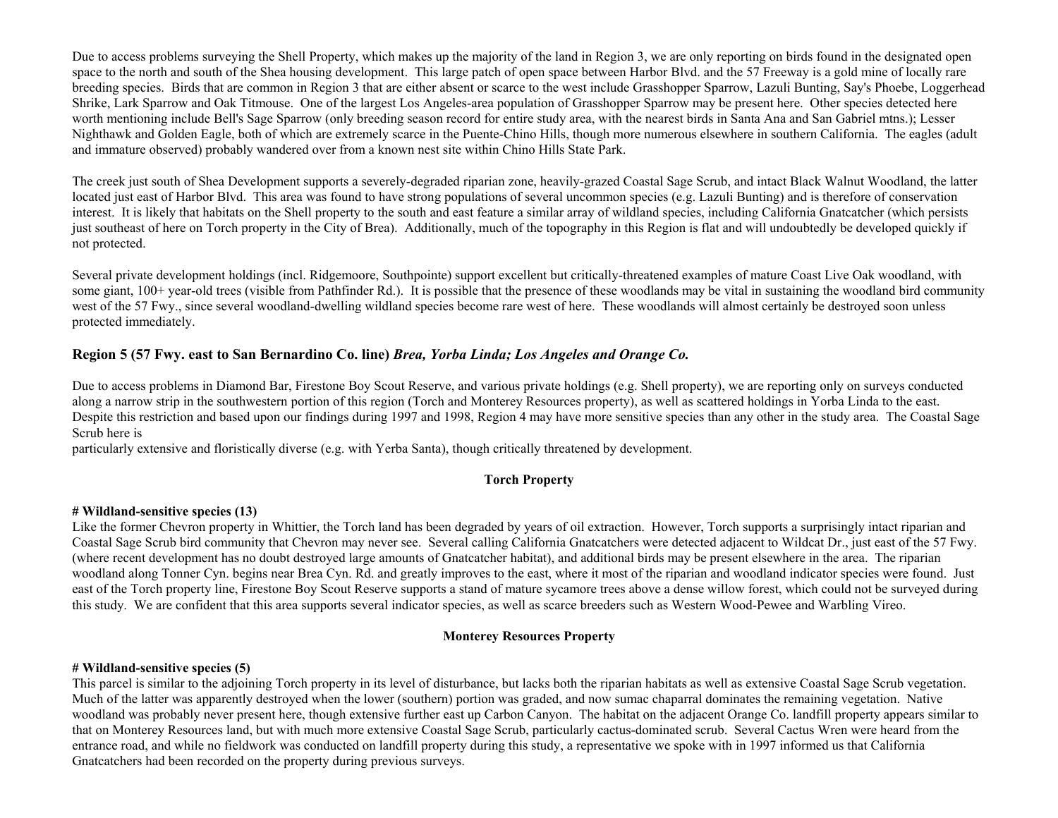Due to access problems surveying the Shell Property, which makes up the majority of the land in Region 3, we are only reporting on birds found in the designated open space to the north and south of the Shea housing development. This large patch of open space between Harbor Blvd. and the 57 Freeway is a gold mine of locally rare breeding species. Birds that are common in Region 3 that are either absent or scarce to the west include Grasshopper Sparrow, Lazuli Bunting, Say's Phoebe, Loggerhead Shrike, Lark Sparrow and Oak Titmouse. One of the largest Los Angeles-area population of Grasshopper Sparrow may be present here. Other species detected here worth mentioning include Bell's Sage Sparrow (only breeding season record for entire study area, with the nearest birds in Santa Ana and San Gabriel mtns.); Lesser Nighthawk and Golden Eagle, both of which are extremely scarce in the Puente-Chino Hills, though more numerous elsewhere in southern California. The eagles (adult and immature observed) probably wandered over from a known nest site within Chino Hills State Park.

The creek just south of Shea Development supports a severely-degraded riparian zone, heavily-grazed Coastal Sage Scrub, and intact Black Walnut Woodland, the latter located just east of Harbor Blvd. This area was found to have strong populations of several uncommon species (e.g. Lazuli Bunting) and is therefore of conservation interest. It is likely that habitats on the Shell property to the south and east feature a similar array of wildland species, including California Gnatcatcher (which persists just southeast of here on Torch property in the City of Brea). Additionally, much of the topography in this Region is flat and will undoubtedly be developed quickly if not protected.

Several private development holdings (incl. Ridgemoore, Southpointe) support excellent but critically-threatened examples of mature Coast Live Oak woodland, with some giant, 100+ year-old trees (visible from Pathfinder Rd.). It is possible that the presence of these woodlands may be vital in sustaining the woodland bird community west of the 57 Fwy., since several woodland-dwelling wildland species become rare west of here. These woodlands will almost certainly be destroyed soon unless protected immediately.

### Region 5 (57 Fwy. east to San Bernardino Co. line) *Brea, Yorba Linda; Los Angeles and Orange Co.*

Due to access problems in Diamond Bar, Firestone Boy Scout Reserve, and various private holdings (e.g. Shell property), we are reporting only on surveys conducted along a narrow strip in the southwestern portion of this region (Torch and Monterey Resources property), as well as scattered holdings in Yorba Linda to the east. Despite this restriction and based upon our findings during 1997 and 1998, Region 4 may have more sensitive species than any other in the study area. The Coastal Sage Scrub here is particularly extensive and floristically diverse (e.g. with Yerba Santa), though critically threatened by development.

#### Torch Property

**# Wildland-sensitive species (13)**
Like the former Chevron property in Whittier, the Torch land has been degraded by years of oil extraction. However, Torch supports a surprisingly intact riparian and Coastal Sage Scrub bird community that Chevron may never see. Several calling California Gnatcatchers were detected adjacent to Wildcat Dr., just east of the 57 Fwy. (where recent development has no doubt destroyed large amounts of Gnatcatcher habitat), and additional birds may be present elsewhere in the area. The riparian woodland along Tonner Cyn. begins near Brea Cyn. Rd. and greatly improves to the east, where it most of the riparian and woodland indicator species were found. Just east of the Torch property line, Firestone Boy Scout Reserve supports a stand of mature sycamore trees above a dense willow forest, which could not be surveyed during this study. We are confident that this area supports several indicator species, as well as scarce breeders such as Western Wood-Pewee and Warbling Vireo.

#### Monterey Resources Property

**# Wildland-sensitive species (5)**
This parcel is similar to the adjoining Torch property in its level of disturbance, but lacks both the riparian habitats as well as extensive Coastal Sage Scrub vegetation. Much of the latter was apparently destroyed when the lower (southern) portion was graded, and now sumac chaparral dominates the remaining vegetation. Native woodland was probably never present here, though extensive further east up Carbon Canyon. The habitat on the adjacent Orange Co. landfill property appears similar to that on Monterey Resources land, but with much more extensive Coastal Sage Scrub, particularly cactus-dominated scrub. Several Cactus Wren were heard from the entrance road, and while no fieldwork was conducted on landfill property during this study, a representative we spoke with in 1997 informed us that California Gnatcatchers had been recorded on the property during previous surveys.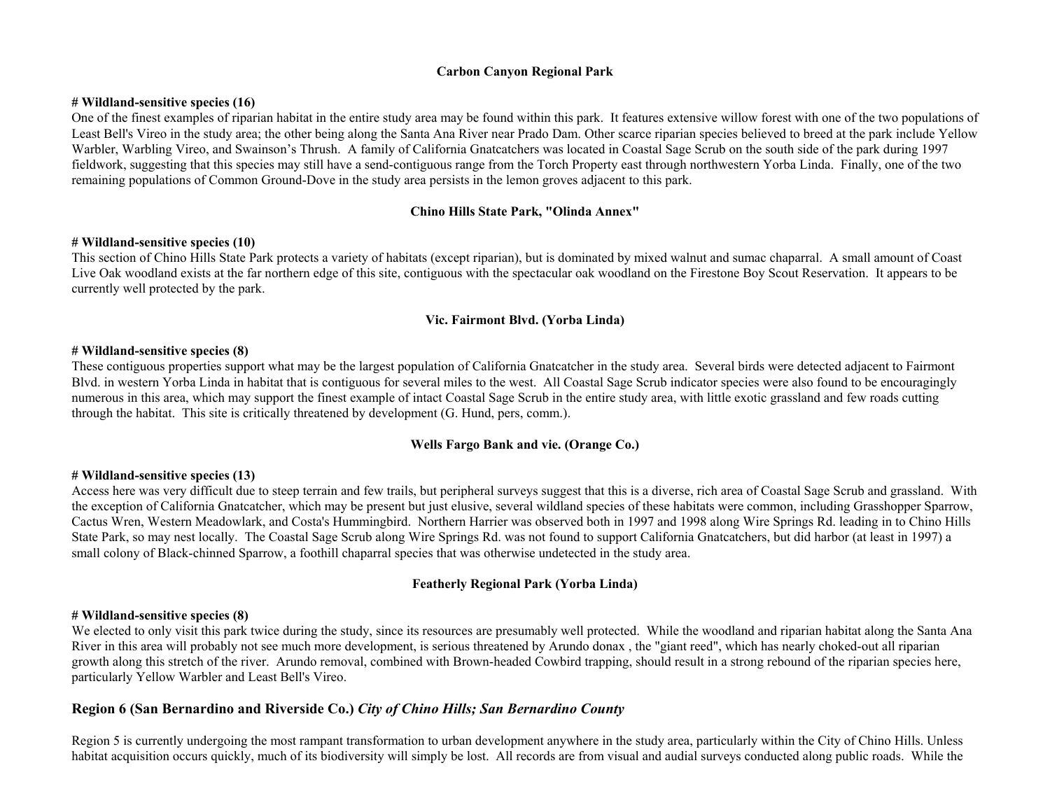**Carbon Canyon Regional Park**

**# Wildland-sensitive species (16)**

One of the finest examples of riparian habitat in the entire study area may be found within this park. It features extensive willow forest with one of the two populations of Least Bell's Vireo in the study area; the other being along the Santa Ana River near Prado Dam. Other scarce riparian species believed to breed at the park include Yellow Warbler, Warbling Vireo, and Swainson's Thrush. A family of California Gnatcatchers was located in Coastal Sage Scrub on the south side of the park during 1997 fieldwork, suggesting that this species may still have a send-contiguous range from the Torch Property east through northwestern Yorba Linda. Finally, one of the two remaining populations of Common Ground-Dove in the study area persists in the lemon groves adjacent to this park.

**Chino Hills State Park, "Olinda Annex"**

**# Wildland-sensitive species (10)**

This section of Chino Hills State Park protects a variety of habitats (except riparian), but is dominated by mixed walnut and sumac chaparral. A small amount of Coast Live Oak woodland exists at the far northern edge of this site, contiguous with the spectacular oak woodland on the Firestone Boy Scout Reservation. It appears to be currently well protected by the park.

**Vic. Fairmont Blvd. (Yorba Linda)**

**# Wildland-sensitive species (8)**

These contiguous properties support what may be the largest population of California Gnatcatcher in the study area. Several birds were detected adjacent to Fairmont Blvd. in western Yorba Linda in habitat that is contiguous for several miles to the west. All Coastal Sage Scrub indicator species were also found to be encouragingly numerous in this area, which may support the finest example of intact Coastal Sage Scrub in the entire study area, with little exotic grassland and few roads cutting through the habitat. This site is critically threatened by development (G. Hund, pers, comm.).

**Wells Fargo Bank and vie. (Orange Co.)**

**# Wildland-sensitive species (13)**

Access here was very difficult due to steep terrain and few trails, but peripheral surveys suggest that this is a diverse, rich area of Coastal Sage Scrub and grassland. With the exception of California Gnatcatcher, which may be present but just elusive, several wildland species of these habitats were common, including Grasshopper Sparrow, Cactus Wren, Western Meadowlark, and Costa's Hummingbird. Northern Harrier was observed both in 1997 and 1998 along Wire Springs Rd. leading in to Chino Hills State Park, so may nest locally. The Coastal Sage Scrub along Wire Springs Rd. was not found to support California Gnatcatchers, but did harbor (at least in 1997) a small colony of Black-chinned Sparrow, a foothill chaparral species that was otherwise undetected in the study area.

**Featherly Regional Park (Yorba Linda)**

**# Wildland-sensitive species (8)**

We elected to only visit this park twice during the study, since its resources are presumably well protected. While the woodland and riparian habitat along the Santa Ana River in this area will probably not see much more development, is serious threatened by Arundo donax , the "giant reed", which has nearly choked-out all riparian growth along this stretch of the river. Arundo removal, combined with Brown-headed Cowbird trapping, should result in a strong rebound of the riparian species here, particularly Yellow Warbler and Least Bell's Vireo.

## Region 6 (San Bernardino and Riverside Co.) *City of Chino Hills; San Bernardino County*

Region 5 is currently undergoing the most rampant transformation to urban development anywhere in the study area, particularly within the City of Chino Hills. Unless habitat acquisition occurs quickly, much of its biodiversity will simply be lost. All records are from visual and audial surveys conducted along public roads. While the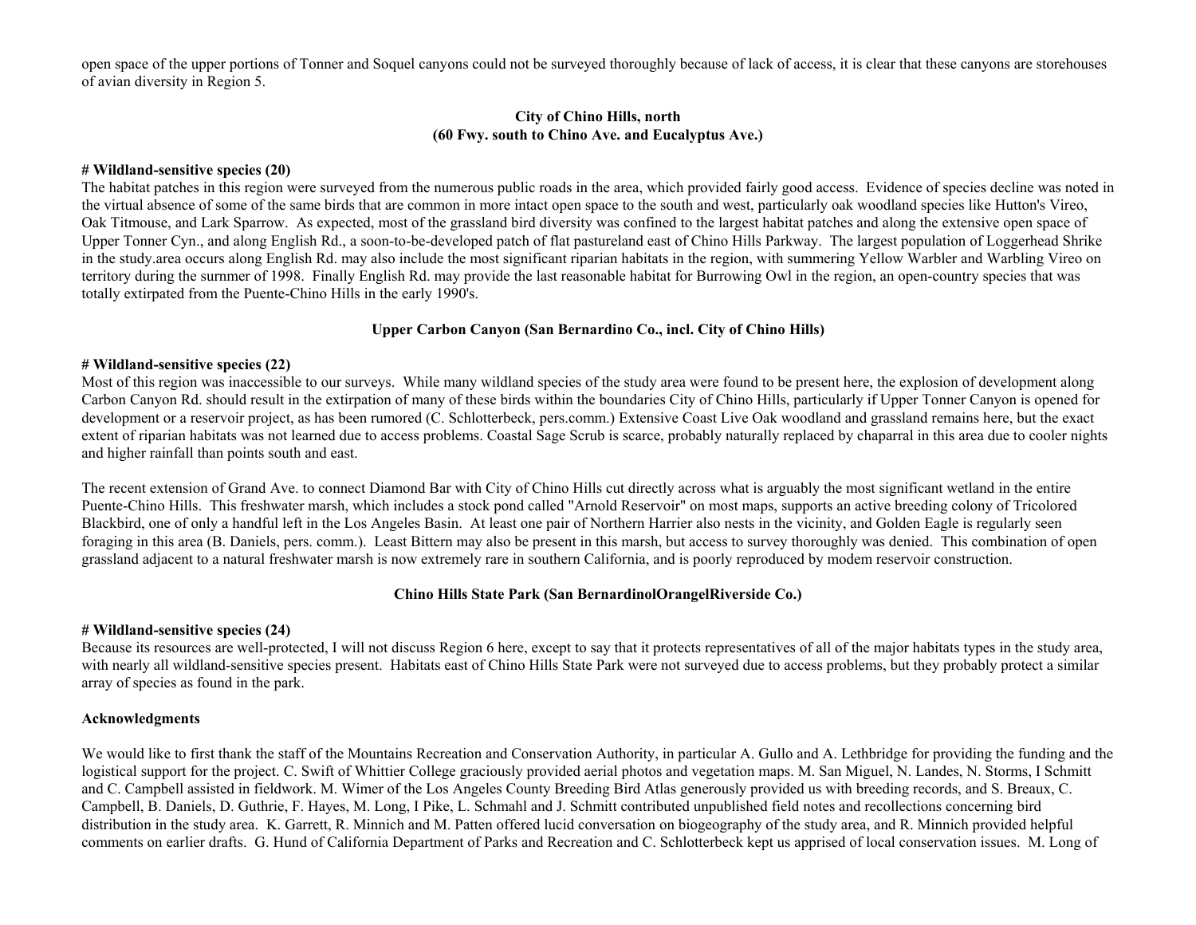open space of the upper portions of Tonner and Soquel canyons could not be surveyed thoroughly because of lack of access, it is clear that these canyons are storehouses of avian diversity in Region 5.

**City of Chino Hills, north**
**(60 Fwy. south to Chino Ave. and Eucalyptus Ave.)**

**# Wildland-sensitive species (20)**
The habitat patches in this region were surveyed from the numerous public roads in the area, which provided fairly good access. Evidence of species decline was noted in the virtual absence of some of the same birds that are common in more intact open space to the south and west, particularly oak woodland species like Hutton's Vireo, Oak Titmouse, and Lark Sparrow. As expected, most of the grassland bird diversity was confined to the largest habitat patches and along the extensive open space of Upper Tonner Cyn., and along English Rd., a soon-to-be-developed patch of flat pastureland east of Chino Hills Parkway. The largest population of Loggerhead Shrike in the study.area occurs along English Rd. may also include the most significant riparian habitats in the region, with summering Yellow Warbler and Warbling Vireo on territory during the surnmer of 1998. Finally English Rd. may provide the last reasonable habitat for Burrowing Owl in the region, an open-country species that was totally extirpated from the Puente-Chino Hills in the early 1990's.

**Upper Carbon Canyon (San Bernardino Co., incl. City of Chino Hills)**

**# Wildland-sensitive species (22)**
Most of this region was inaccessible to our surveys. While many wildland species of the study area were found to be present here, the explosion of development along Carbon Canyon Rd. should result in the extirpation of many of these birds within the boundaries City of Chino Hills, particularly if Upper Tonner Canyon is opened for development or a reservoir project, as has been rumored (C. Schlotterbeck, pers.comm.) Extensive Coast Live Oak woodland and grassland remains here, but the exact extent of riparian habitats was not learned due to access problems. Coastal Sage Scrub is scarce, probably naturally replaced by chaparral in this area due to cooler nights and higher rainfall than points south and east.

The recent extension of Grand Ave. to connect Diamond Bar with City of Chino Hills cut directly across what is arguably the most significant wetland in the entire Puente-Chino Hills. This freshwater marsh, which includes a stock pond called "Arnold Reservoir" on most maps, supports an active breeding colony of Tricolored Blackbird, one of only a handful left in the Los Angeles Basin. At least one pair of Northern Harrier also nests in the vicinity, and Golden Eagle is regularly seen foraging in this area (B. Daniels, pers. comm.). Least Bittern may also be present in this marsh, but access to survey thoroughly was denied. This combination of open grassland adjacent to a natural freshwater marsh is now extremely rare in southern California, and is poorly reproduced by modem reservoir construction.

**Chino Hills State Park (San BernardinolOrangelRiverside Co.)**

**# Wildland-sensitive species (24)**
Because its resources are well-protected, I will not discuss Region 6 here, except to say that it protects representatives of all of the major habitats types in the study area, with nearly all wildland-sensitive species present. Habitats east of Chino Hills State Park were not surveyed due to access problems, but they probably protect a similar array of species as found in the park.

**Acknowledgments**

We would like to first thank the staff of the Mountains Recreation and Conservation Authority, in particular A. Gullo and A. Lethbridge for providing the funding and the logistical support for the project. C. Swift of Whittier College graciously provided aerial photos and vegetation maps. M. San Miguel, N. Landes, N. Storms, I Schmitt and C. Campbell assisted in fieldwork. M. Wimer of the Los Angeles County Breeding Bird Atlas generously provided us with breeding records, and S. Breaux, C. Campbell, B. Daniels, D. Guthrie, F. Hayes, M. Long, I Pike, L. Schmahl and J. Schmitt contributed unpublished field notes and recollections concerning bird distribution in the study area. K. Garrett, R. Minnich and M. Patten offered lucid conversation on biogeography of the study area, and R. Minnich provided helpful comments on earlier drafts. G. Hund of California Department of Parks and Recreation and C. Schlotterbeck kept us apprised of local conservation issues. M. Long of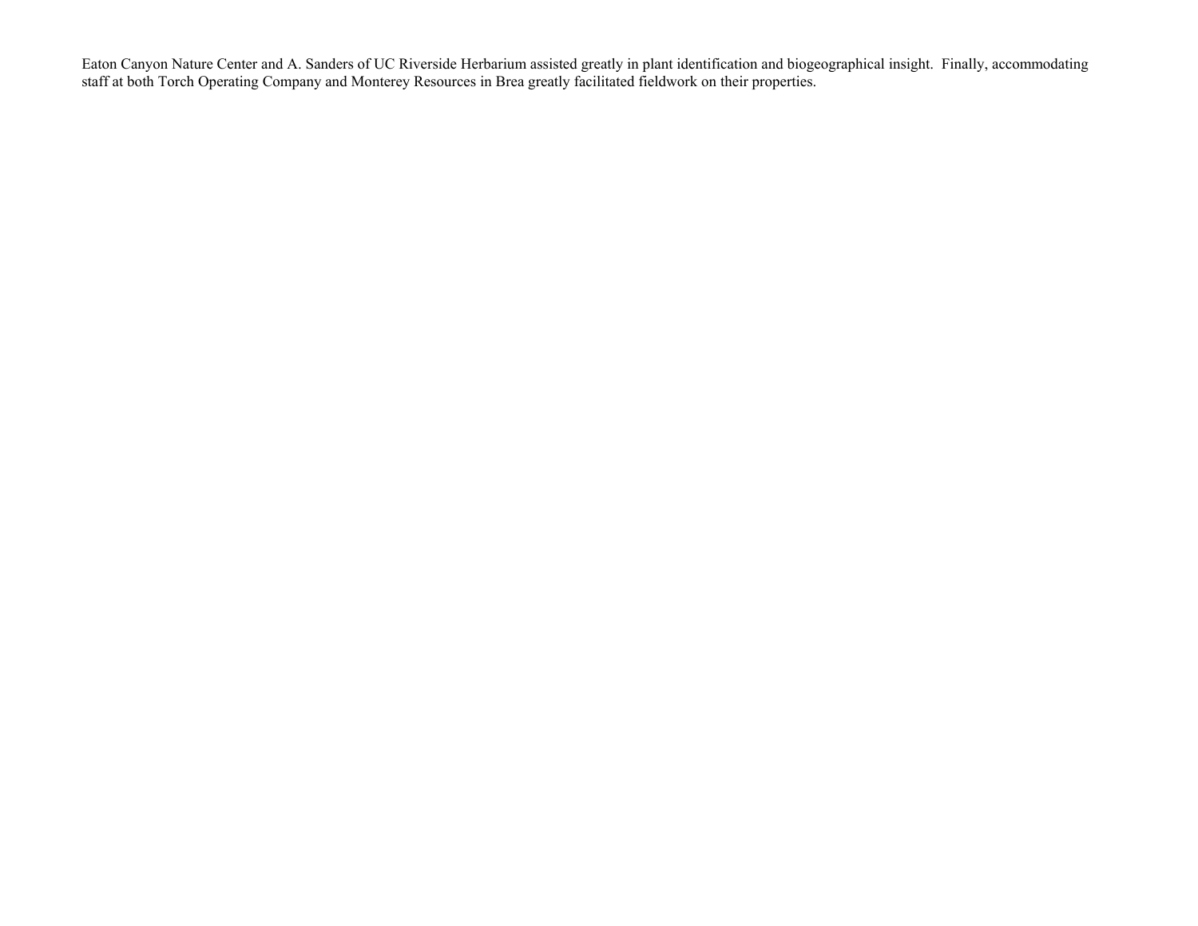Eaton Canyon Nature Center and A. Sanders of UC Riverside Herbarium assisted greatly in plant identification and biogeographical insight. Finally, accommodating staff at both Torch Operating Company and Monterey Resources in Brea greatly facilitated fieldwork on their properties.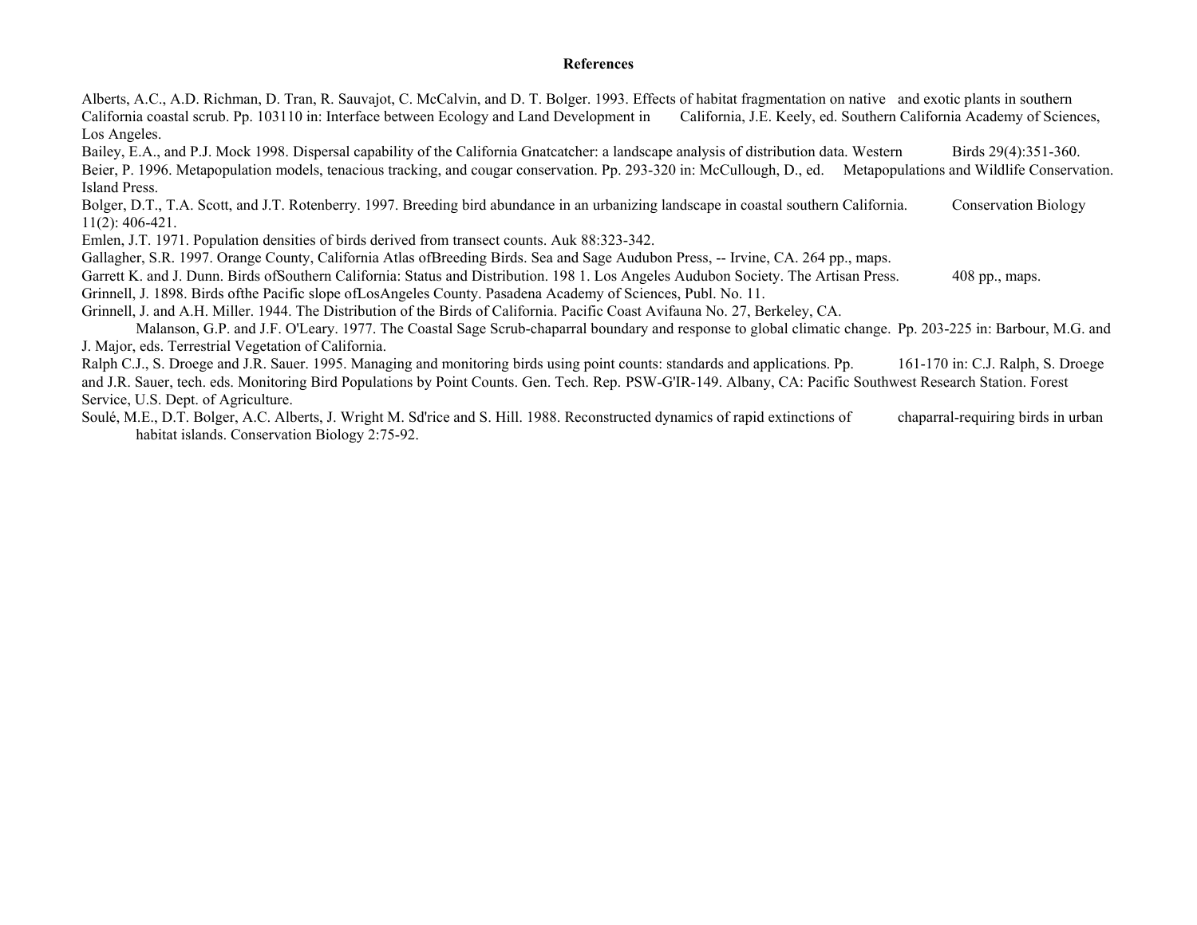**References**

Alberts, A.C., A.D. Richman, D. Tran, R. Sauvajot, C. McCalvin, and D. T. Bolger. 1993. Effects of habitat fragmentation on native and exotic plants in southern California coastal scrub. Pp. 103110 in: Interface between Ecology and Land Development in California, J.E. Keely, ed. Southern California Academy of Sciences, Los Angeles.

Bailey, E.A., and P.J. Mock 1998. Dispersal capability of the California Gnatcatcher: a landscape analysis of distribution data. Western Birds 29(4):351-360.

Beier, P. 1996. Metapopulation models, tenacious tracking, and cougar conservation. Pp. 293-320 in: McCullough, D., ed. Metapopulations and Wildlife Conservation. Island Press.

Bolger, D.T., T.A. Scott, and J.T. Rotenberry. 1997. Breeding bird abundance in an urbanizing landscape in coastal southern California. Conservation Biology 11(2): 406-421.

Emlen, J.T. 1971. Population densities of birds derived from transect counts. Auk 88:323-342.

Gallagher, S.R. 1997. Orange County, California Atlas ofBreeding Birds. Sea and Sage Audubon Press, -- Irvine, CA. 264 pp., maps.

Garrett K. and J. Dunn. Birds ofSouthern California: Status and Distribution. 198 1. Los Angeles Audubon Society. The Artisan Press. 408 pp., maps.

Grinnell, J. 1898. Birds ofthe Pacific slope ofLosAngeles County. Pasadena Academy of Sciences, Publ. No. 11.

Grinnell, J. and A.H. Miller. 1944. The Distribution of the Birds of California. Pacific Coast Avifauna No. 27, Berkeley, CA.

Malanson, G.P. and J.F. O'Leary. 1977. The Coastal Sage Scrub-chaparral boundary and response to global climatic change. Pp. 203-225 in: Barbour, M.G. and J. Major, eds. Terrestrial Vegetation of California.

Ralph C.J., S. Droege and J.R. Sauer. 1995. Managing and monitoring birds using point counts: standards and applications. Pp. 161-170 in: C.J. Ralph, S. Droege and J.R. Sauer, tech. eds. Monitoring Bird Populations by Point Counts. Gen. Tech. Rep. PSW-G'IR-149. Albany, CA: Pacific Southwest Research Station. Forest Service, U.S. Dept. of Agriculture.

Soulé, M.E., D.T. Bolger, A.C. Alberts, J. Wright M. Sd'rice and S. Hill. 1988. Reconstructed dynamics of rapid extinctions of chaparral-requiring birds in urban habitat islands. Conservation Biology 2:75-92.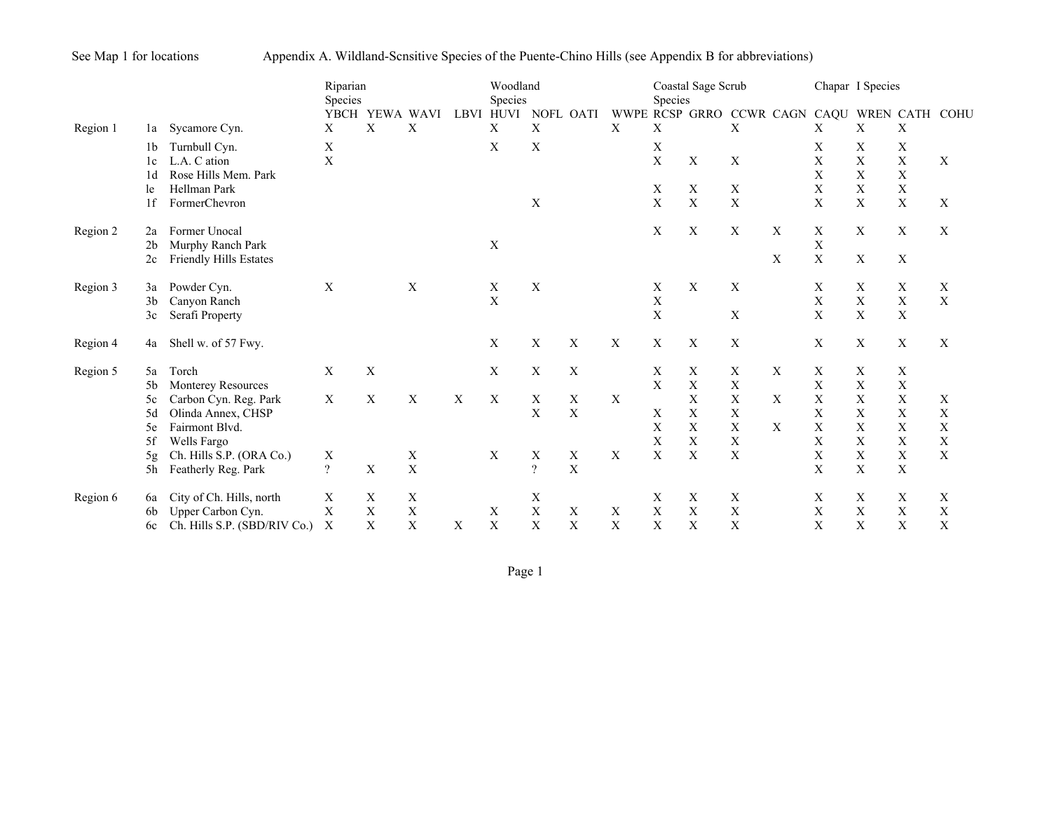See Map 1 for locations

## Appendix A. Wildland-Scnsitive Species of the Puente-Chino Hills (see Appendix B for abbreviations)

| | | | Riparian Species | | | | Woodland Species | | | | Coastal Sage Scrub Species | | | | Chapar l Species | | | |
|---|---|---|---|---|---|---|---|---|---|---|---|---|---|---|---|---|---|---|
| | | | YBCH | YEWA | WAVI | LBVI | HUVI | NOFL | OATI | WWPE | RCSP | GRRO | CCWR | CAGN | CAQU | WREN | CATH | COHU |
| Region 1 | 1a | Sycamore Cyn. | X | X | X | | X | X | | X | X | | X | | X | X | X | |
| | 1b | Turnbull Cyn. | X | | | | X | X | | | X | | | | X | X | X | |
| | 1c | L.A. C ation | X | | | | | | | | X | X | X | | X | X | X | X |
| | 1d | Rose Hills Mem. Park | | | | | | | | | | | | | X | X | X | |
| | le | Hellman Park | | | | | | | | | X | X | X | | X | X | X | |
| | 1f | FormerChevron | | | | | | X | | | X | X | X | | X | X | X | X |
| Region 2 | 2a | Former Unocal | | | | | | | | | X | X | X | X | X | X | X | X |
| | 2b | Murphy Ranch Park | | | | | X | | | | | | | | X | | | |
| | 2c | Friendly Hills Estates | | | | | | | | | | | | X | X | X | X | |
| Region 3 | 3a | Powder Cyn. | X | | X | | X | X | | | X | X | X | | X | X | X | X |
| | 3b | Canyon Ranch | | | | | X | | | | X | | | | X | X | X | X |
| | 3c | Serafi Property | | | | | | | | | X | | X | | X | X | X | |
| Region 4 | 4a | Shell w. of 57 Fwy. | | | | | X | X | X | X | X | X | X | | X | X | X | X |
| Region 5 | 5a | Torch | X | X | | | X | X | X | | X | X | X | X | X | X | X | |
| | 5b | Monterey Resources | | | | | | | | | X | X | X | | X | X | X | |
| | 5c | Carbon Cyn. Reg. Park | X | X | X | X | X | X | X | X | | X | X | X | X | X | X | X |
| | 5d | Olinda Annex, CHSP | | | | | | X | X | | X | X | X | | X | X | X | X |
| | 5e | Fairmont Blvd. | | | | | | | | | X | X | X | X | X | X | X | X |
| | 5f | Wells Fargo | | | | | | | | | X | X | X | | X | X | X | X |
| | 5g | Ch. Hills S.P. (ORA Co.) | X | | X | | X | X | X | X | X | X | X | | X | X | X | X |
| | 5h | Featherly Reg. Park | ? | X | X | | | ? | X | | | | | | X | X | X | |
| Region 6 | 6a | City of Ch. Hills, north | X | X | X | | | X | | | X | X | X | | X | X | X | X |
| | 6b | Upper Carbon Cyn. | X | X | X | | X | X | X | X | X | X | X | | X | X | X | X |
| | 6c | Ch. Hills S.P. (SBD/RIV Co.) | X | X | X | X | X | X | X | X | X | X | X | | X | X | X | X |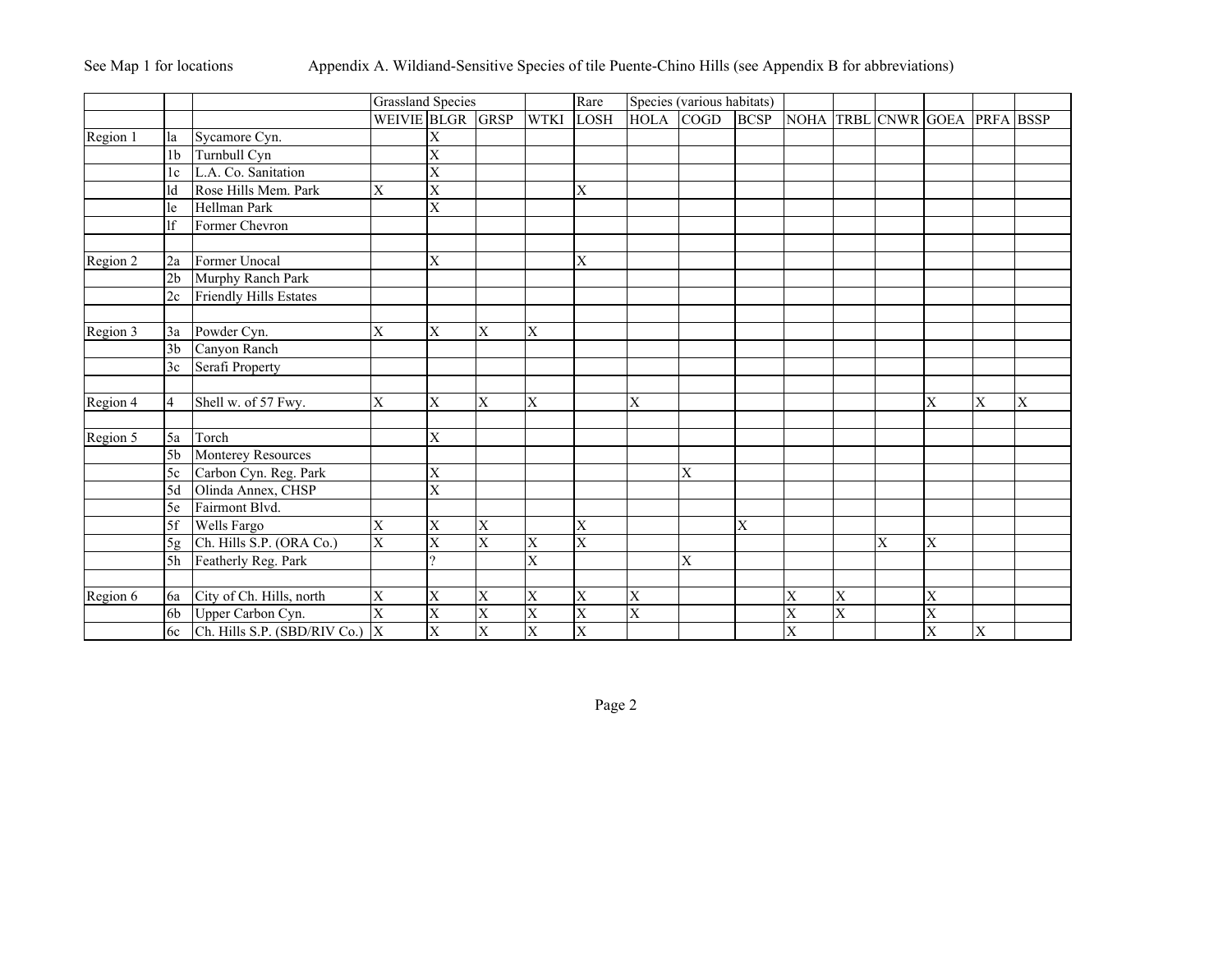See Map 1 for locations

# Appendix A. Wildiand-Sensitive Species of tile Puente-Chino Hills (see Appendix B for abbreviations)

| | | | Grassland Species | | | | Rare | Species (various habitats) | | | | | | | | |
|---|---|---|---|---|---|---|---|---|---|---|---|---|---|---|---|---|
| | | | WEIVIE | BLGR | GRSP | WTKI | LOSH | HOLA | COGD | BCSP | NOHA | TRBL | CNWR | GOEA | PRFA | BSSP |
| Region 1 | la | Sycamore Cyn. | | X | | | | | | | | | | | | |
| | 1b | Turnbull Cyn | | X | | | | | | | | | | | | |
| | 1c | L.A. Co. Sanitation | | X | | | | | | | | | | | | |
| | ld | Rose Hills Mem. Park | X | X | | | X | | | | | | | | | |
| | le | Hellman Park | | X | | | | | | | | | | | | |
| | lf | Former Chevron | | | | | | | | | | | | | | |
| | | | | | | | | | | | | | | | | |
| Region 2 | 2a | Former Unocal | | X | | | X | | | | | | | | | |
| | 2b | Murphy Ranch Park | | | | | | | | | | | | | | |
| | 2c | Friendly Hills Estates | | | | | | | | | | | | | | |
| | | | | | | | | | | | | | | | | |
| Region 3 | 3a | Powder Cyn. | X | X | X | X | | | | | | | | | | |
| | 3b | Canyon Ranch | | | | | | | | | | | | | | |
| | 3c | Serafi Property | | | | | | | | | | | | | | |
| | | | | | | | | | | | | | | | | |
| Region 4 | 4 | Shell w. of 57 Fwy. | X | X | X | X | | X | | | | | | X | X | X |
| | | | | | | | | | | | | | | | | |
| Region 5 | 5a | Torch | | X | | | | | | | | | | | | |
| | 5b | Monterey Resources | | | | | | | | | | | | | | |
| | 5c | Carbon Cyn. Reg. Park | | X | | | | | X | | | | | | | |
| | 5d | Olinda Annex, CHSP | | X | | | | | | | | | | | | |
| | 5e | Fairmont Blvd. | | | | | | | | | | | | | | |
| | 5f | Wells Fargo | X | X | X | | X | | | X | | | | | | |
| | 5g | Ch. Hills S.P. (ORA Co.) | X | X | X | X | X | | | | | | X | X | | |
| | 5h | Featherly Reg. Park | | ? | | X | | | X | | | | | | | |
| | | | | | | | | | | | | | | | | |
| Region 6 | 6a | City of Ch. Hills, north | X | X | X | X | X | X | | | X | X | | X | | |
| | 6b | Upper Carbon Cyn. | X | X | X | X | X | X | | | X | X | | X | | |
| | 6c | Ch. Hills S.P. (SBD/RIV Co.) | X | X | X | X | X | | | | X | | | X | X | |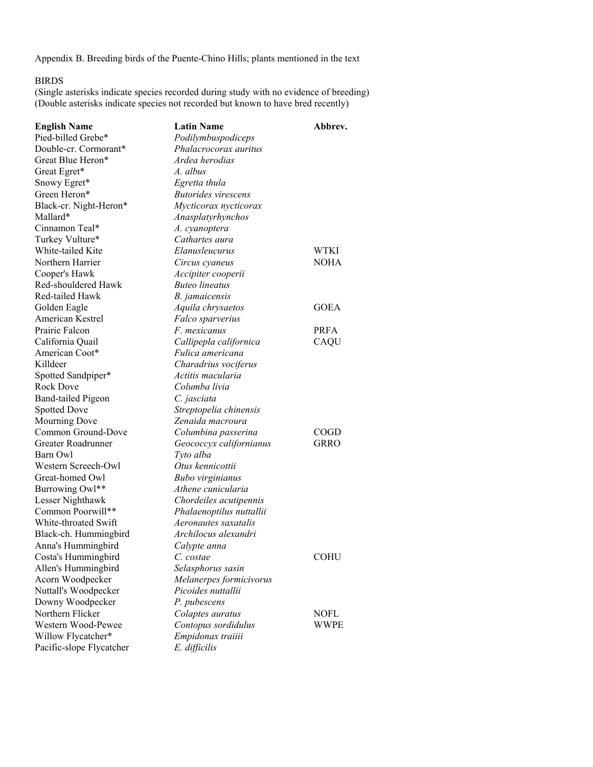Appendix B. Breeding birds of the Puente-Chino Hills; plants mentioned in the text

BIRDS

(Single asterisks indicate species recorded during study with no evidence of breeding)
(Double asterisks indicate species not recorded but known to have bred recently)

| English Name | Latin Name | Abbrev. |
| --- | --- | --- |
| Pied-billed Grebe* | *Podilymbuspodiceps* | |
| Double-cr. Cormorant* | *Phalacrocorax auritus* | |
| Great Blue Heron* | *Ardea herodias* | |
| Great Egret* | *A. albus* | |
| Snowy Egret* | *Egretta thula* | |
| Green Heron* | *Butorides virescens* | |
| Black-cr. Night-Heron* | *Mycticorax nycticorax* | |
| Mallard* | *Anasplatyrhynchos* | |
| Cinnamon Teal* | *A. cyanoptera* | |
| Turkey Vulture* | *Cathartes aura* | |
| White-tailed Kite | *Elanusleucurus* | WTKI |
| Northern Harrier | *Circus cyaneus* | NOHA |
| Cooper's Hawk | *Accipiter cooperii* | |
| Red-shouldered Hawk | *Buteo lineatus* | |
| Red-tailed Hawk | *B. jamaicensis* | |
| Golden Eagle | *Aquila chrysaetos* | GOEA |
| American Kestrel | *Falco sparverius* | |
| Prairie Falcon | *F. mexicanus* | PRFA |
| California Quail | *Callipepla californica* | CAQU |
| American Coot* | *Fulica americana* | |
| Killdeer | *Charadrius vociferus* | |
| Spotted Sandpiper* | *Actitis macularia* | |
| Rock Dove | *Columba livia* | |
| Band-tailed Pigeon | *C. jasciata* | |
| Spotted Dove | *Streptopelia chinensis* | |
| Mourning Dove | *Zenaida macroura* | |
| Common Ground-Dove | *Columbina passerina* | COGD |
| Greater Roadrunner | *Geococcyx californianus* | GRRO |
| Barn Owl | *Tyto alba* | |
| Western Screech-Owl | *Otus kennicottii* | |
| Great-homed Owl | *Bubo virginianus* | |
| Burrowing Owl** | *Athene cunicularia* | |
| Lesser Nighthawk | *Chordeiles acutipennis* | |
| Common Poorwill** | *Phalaenoptilus nuttallii* | |
| White-throated Swift | *Aeronautes saxatalis* | |
| Black-ch. Hummingbird | *Archilocus alexandri* | |
| Anna's Hummingbird | *Calypte anna* | |
| Costa's Hummingbird | *C. costae* | COHU |
| Allen's Hummingbird | *Selasphorus sasin* | |
| Acorn Woodpecker | *Melanerpes formicivorus* | |
| Nuttall's Woodpecker | *Picoides nuttallii* | |
| Downy Woodpecker | *P. pubescens* | |
| Northern Flicker | *Colaptes auratus* | NOFL |
| Western Wood-Pewee | *Contopus sordidulus* | WWPE |
| Willow Flycatcher* | *Empidonax traiiii* | |
| Pacific-slope Flycatcher | *E. difficilis* | |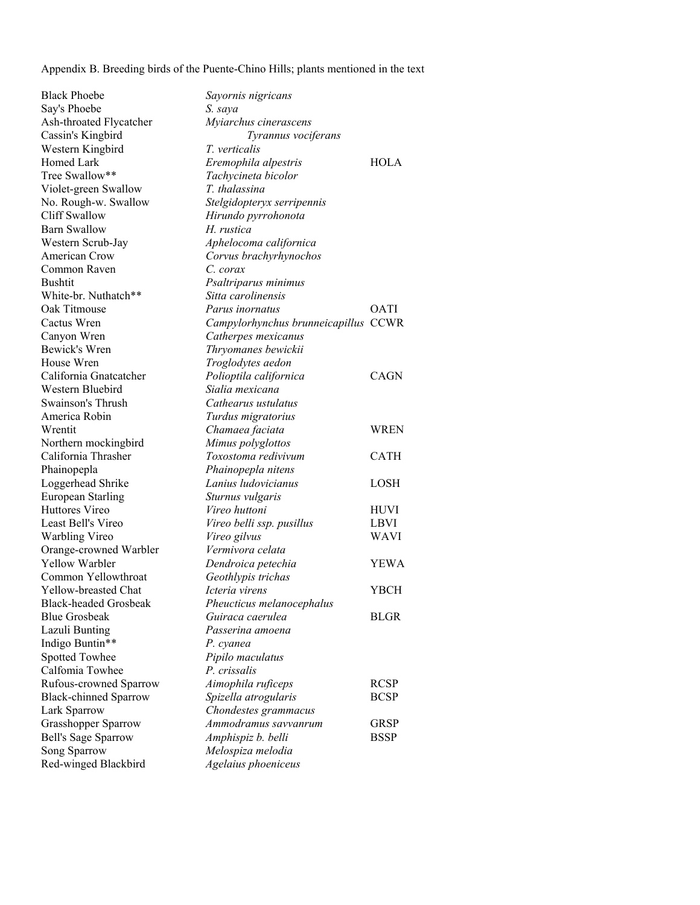Appendix B. Breeding birds of the Puente-Chino Hills; plants mentioned in the text

| | | |
|---|---|---|
| Black Phoebe | *Sayornis nigricans* | |
| Say's Phoebe | *S. saya* | |
| Ash-throated Flycatcher | *Myiarchus cinerascens* | |
| Cassin's Kingbird | *Tyrannus vociferans* | |
| Western Kingbird | *T. verticalis* | |
| Homed Lark | *Eremophila alpestris* | HOLA |
| Tree Swallow** | *Tachycineta bicolor* | |
| Violet-green Swallow | *T. thalassina* | |
| No. Rough-w. Swallow | *Stelgidopteryx serripennis* | |
| Cliff Swallow | *Hirundo pyrrohonota* | |
| Barn Swallow | *H. rustica* | |
| Western Scrub-Jay | *Aphelocoma californica* | |
| American Crow | *Corvus brachyrhynochos* | |
| Common Raven | *C. corax* | |
| Bushtit | *Psaltriparus minimus* | |
| White-br. Nuthatch** | *Sitta carolinensis* | |
| Oak Titmouse | *Parus inornatus* | OATI |
| Cactus Wren | *Campylorhynchus brunneicapillus* | CCWR |
| Canyon Wren | *Catherpes mexicanus* | |
| Bewick's Wren | *Thryomanes bewickii* | |
| House Wren | *Troglodytes aedon* | |
| California Gnatcatcher | *Polioptila californica* | CAGN |
| Western Bluebird | *Sialia mexicana* | |
| Swainson's Thrush | *Cathearus ustulatus* | |
| America Robin | *Turdus migratorius* | |
| Wrentit | *Chamaea faciata* | WREN |
| Northern mockingbird | *Mimus polyglottos* | |
| California Thrasher | *Toxostoma redivivum* | CATH |
| Phainopepla | *Phainopepla nitens* | |
| Loggerhead Shrike | *Lanius ludovicianus* | LOSH |
| European Starling | *Sturnus vulgaris* | |
| Huttores Vireo | *Vireo huttoni* | HUVI |
| Least Bell's Vireo | *Vireo belli ssp. pusillus* | LBVI |
| Warbling Vireo | *Vireo gilvus* | WAVI |
| Orange-crowned Warbler | *Vermivora celata* | |
| Yellow Warbler | *Dendroica petechia* | YEWA |
| Common Yellowthroat | *Geothlypis trichas* | |
| Yellow-breasted Chat | *Icteria virens* | YBCH |
| Black-headed Grosbeak | *Pheucticus melanocephalus* | |
| Blue Grosbeak | *Guiraca caerulea* | BLGR |
| Lazuli Bunting | *Passerina amoena* | |
| Indigo Buntin** | *P. cyanea* | |
| Spotted Towhee | *Pipilo maculatus* | |
| Calfomia Towhee | *P. crissalis* | |
| Rufous-crowned Sparrow | *Aimophila ruficeps* | RCSP |
| Black-chinned Sparrow | *Spizella atrogularis* | BCSP |
| Lark Sparrow | *Chondestes grammacus* | |
| Grasshopper Sparrow | *Ammodramus savvanrum* | GRSP |
| Bell's Sage Sparrow | *Amphispiz b. belli* | BSSP |
| Song Sparrow | *Melospiza melodia* | |
| Red-winged Blackbird | *Agelaius phoeniceus* | |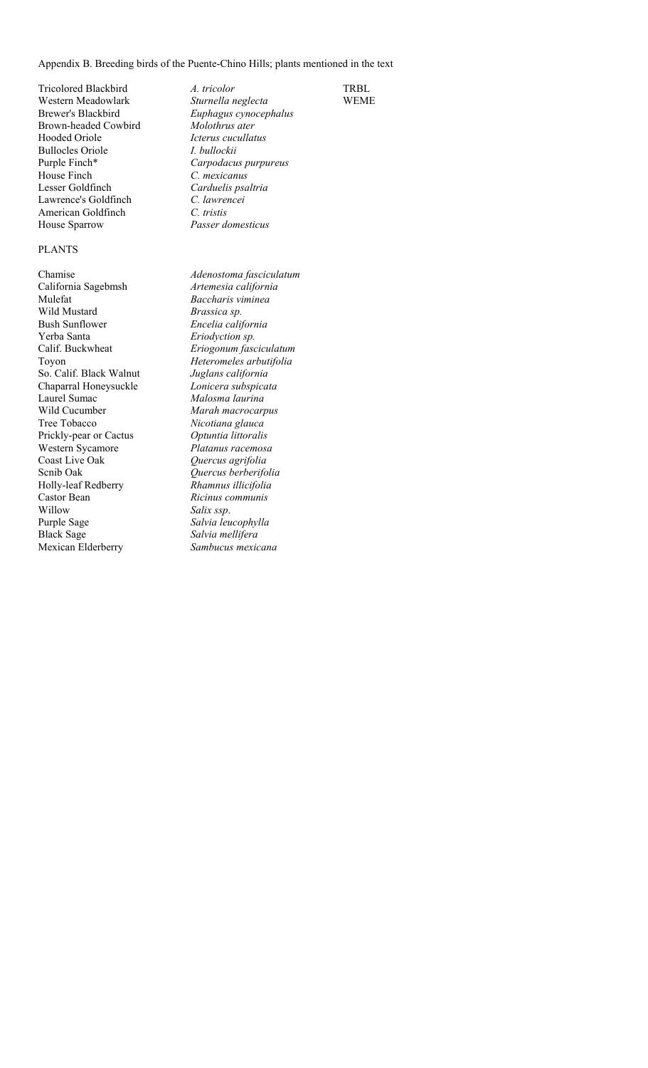Appendix B. Breeding birds of the Puente-Chino Hills; plants mentioned in the text

| | | |
|---|---|---|
| Tricolored Blackbird | *A. tricolor* | TRBL |
| Western Meadowlark | *Sturnella neglecta* | WEME |
| Brewer's Blackbird | *Euphagus cynocephalus* | |
| Brown-headed Cowbird | *Molothrus ater* | |
| Hooded Oriole | *Icterus cucullatus* | |
| Bullocles Oriole | *I. bullockii* | |
| Purple Finch* | *Carpodacus purpureus* | |
| House Finch | *C. mexicanus* | |
| Lesser Goldfinch | *Carduelis psaltria* | |
| Lawrence's Goldfinch | *C. lawrencei* | |
| American Goldfinch | *C. tristis* | |
| House Sparrow | *Passer domesticus* | |

PLANTS

| | |
|---|---|
| Chamise | *Adenostoma fasciculatum* |
| California Sagebmsh | *Artemesia californica* |
| Mulefat | *Baccharis viminea* |
| Wild Mustard | *Brassica sp.* |
| Bush Sunflower | *Encelia californica* |
| Yerba Santa | *Eriodyction sp.* |
| Calif. Buckwheat | *Eriogonum fasciculatum* |
| Toyon | *Heteromeles arbutifolia* |
| So. Calif. Black Walnut | *Juglans californica* |
| Chaparral Honeysuckle | *Lonicera subspicata* |
| Laurel Sumac | *Malosma laurina* |
| Wild Cucumber | *Marah macrocarpus* |
| Tree Tobacco | *Nicotiana glauca* |
| Prickly-pear or Cactus | *Optuntia littoralis* |
| Western Sycamore | *Platanus racemosa* |
| Coast Live Oak | *Quercus agrifolia* |
| Scnib Oak | *Quercus berberifolia* |
| Holly-leaf Redberry | *Rhamnus illicifolia* |
| Castor Bean | *Ricinus communis* |
| Willow | *Salix ssp*. |
| Purple Sage | *Salvia leucophylla* |
| Black Sage | *Salvia mellifera* |
| Mexican Elderberry | *Sambucus mexicana* |